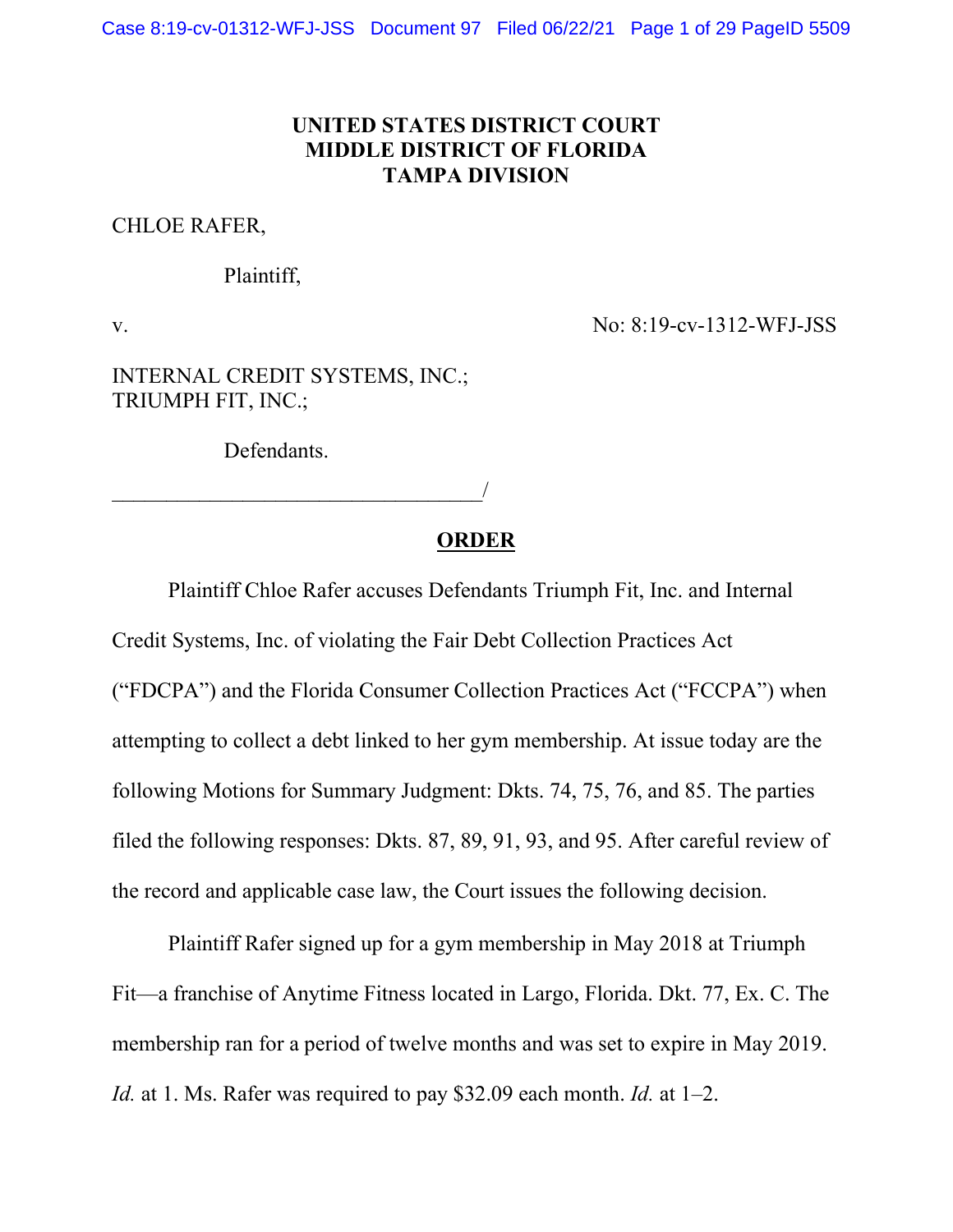**UNITED STATES DISTRICT COURT**
**MIDDLE DISTRICT OF FLORIDA**
**TAMPA DIVISION**

CHLOE RAFER,

Plaintiff,

v. No: 8:19-cv-1312-WFJ-JSS

INTERNAL CREDIT SYSTEMS, INC.;
TRIUMPH FIT, INC.;

Defendants.

_________________________________/

## ORDER

Plaintiff Chloe Rafer accuses Defendants Triumph Fit, Inc. and Internal Credit Systems, Inc. of violating the Fair Debt Collection Practices Act ("FDCPA") and the Florida Consumer Collection Practices Act ("FCCPA") when attempting to collect a debt linked to her gym membership. At issue today are the following Motions for Summary Judgment: Dkts. 74, 75, 76, and 85. The parties filed the following responses: Dkts. 87, 89, 91, 93, and 95. After careful review of the record and applicable case law, the Court issues the following decision.

Plaintiff Rafer signed up for a gym membership in May 2018 at Triumph Fit—a franchise of Anytime Fitness located in Largo, Florida. Dkt. 77, Ex. C. The membership ran for a period of twelve months and was set to expire in May 2019. *Id.* at 1. Ms. Rafer was required to pay $32.09 each month. *Id.* at 1–2.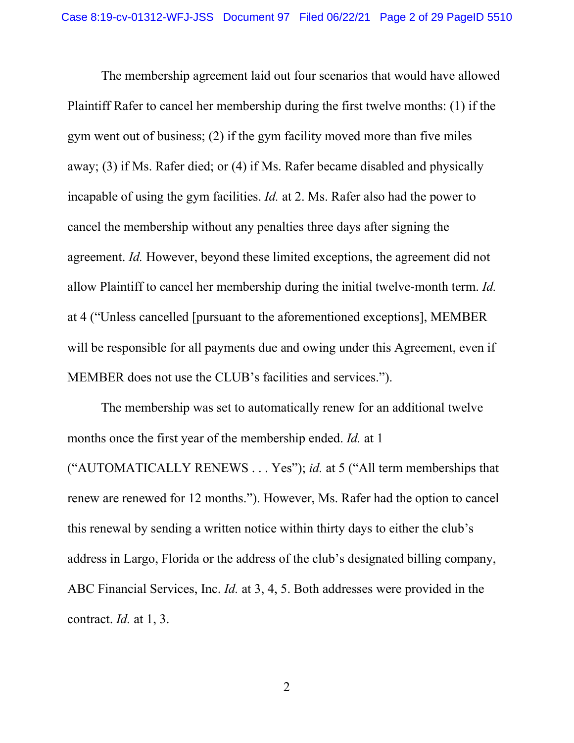The membership agreement laid out four scenarios that would have allowed Plaintiff Rafer to cancel her membership during the first twelve months: (1) if the gym went out of business; (2) if the gym facility moved more than five miles away; (3) if Ms. Rafer died; or (4) if Ms. Rafer became disabled and physically incapable of using the gym facilities. *Id.* at 2. Ms. Rafer also had the power to cancel the membership without any penalties three days after signing the agreement. *Id.* However, beyond these limited exceptions, the agreement did not allow Plaintiff to cancel her membership during the initial twelve-month term. *Id.* at 4 ("Unless cancelled [pursuant to the aforementioned exceptions], MEMBER will be responsible for all payments due and owing under this Agreement, even if MEMBER does not use the CLUB's facilities and services.").

The membership was set to automatically renew for an additional twelve months once the first year of the membership ended. *Id.* at 1 ("AUTOMATICALLY RENEWS . . . Yes"); *id.* at 5 ("All term memberships that renew are renewed for 12 months."). However, Ms. Rafer had the option to cancel this renewal by sending a written notice within thirty days to either the club's address in Largo, Florida or the address of the club's designated billing company, ABC Financial Services, Inc. *Id.* at 3, 4, 5. Both addresses were provided in the contract. *Id.* at 1, 3.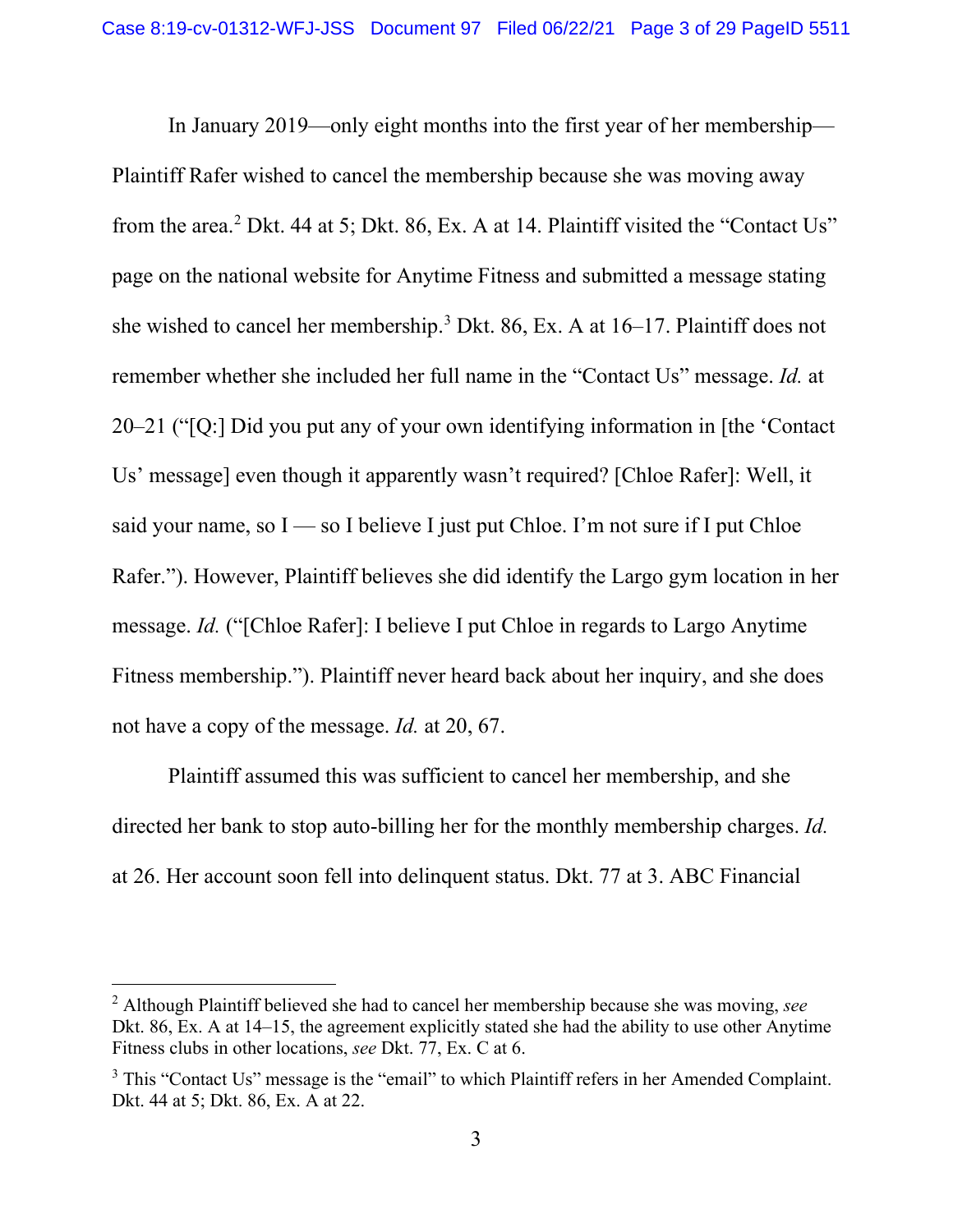In January 2019—only eight months into the first year of her membership—Plaintiff Rafer wished to cancel the membership because she was moving away from the area.[2] Dkt. 44 at 5; Dkt. 86, Ex. A at 14. Plaintiff visited the "Contact Us" page on the national website for Anytime Fitness and submitted a message stating she wished to cancel her membership.[3] Dkt. 86, Ex. A at 16–17. Plaintiff does not remember whether she included her full name in the "Contact Us" message. *Id.* at 20–21 ("[Q:] Did you put any of your own identifying information in [the 'Contact Us' message] even though it apparently wasn't required? [Chloe Rafer]: Well, it said your name, so I — so I believe I just put Chloe. I'm not sure if I put Chloe Rafer."). However, Plaintiff believes she did identify the Largo gym location in her message. *Id.* ("[Chloe Rafer]: I believe I put Chloe in regards to Largo Anytime Fitness membership."). Plaintiff never heard back about her inquiry, and she does not have a copy of the message. *Id.* at 20, 67.

Plaintiff assumed this was sufficient to cancel her membership, and she directed her bank to stop auto-billing her for the monthly membership charges. *Id.* at 26. Her account soon fell into delinquent status. Dkt. 77 at 3. ABC Financial

---

[2] Although Plaintiff believed she had to cancel her membership because she was moving, *see* Dkt. 86, Ex. A at 14–15, the agreement explicitly stated she had the ability to use other Anytime Fitness clubs in other locations, *see* Dkt. 77, Ex. C at 6.

[3] This "Contact Us" message is the "email" to which Plaintiff refers in her Amended Complaint. Dkt. 44 at 5; Dkt. 86, Ex. A at 22.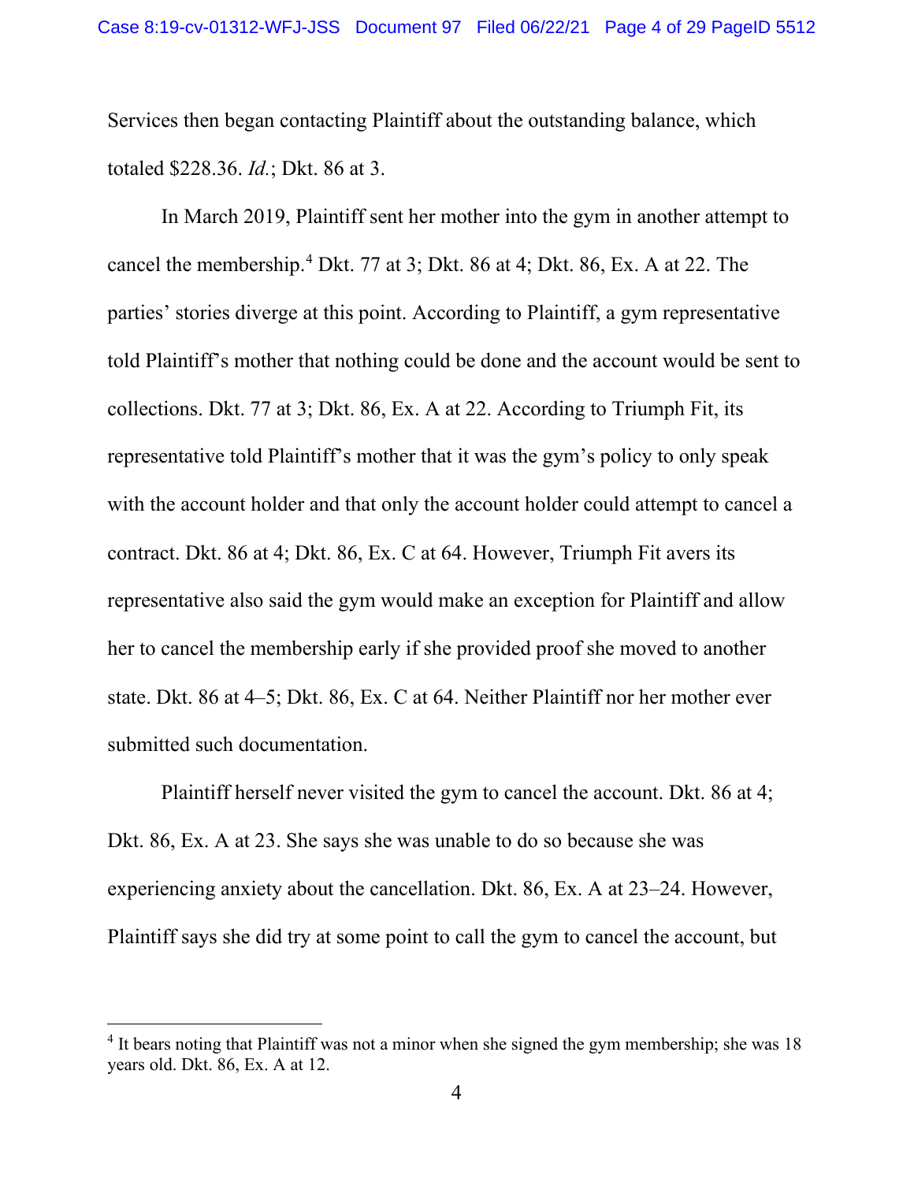Services then began contacting Plaintiff about the outstanding balance, which totaled $228.36. *Id.*; Dkt. 86 at 3.

In March 2019, Plaintiff sent her mother into the gym in another attempt to cancel the membership.[4] Dkt. 77 at 3; Dkt. 86 at 4; Dkt. 86, Ex. A at 22. The parties' stories diverge at this point. According to Plaintiff, a gym representative told Plaintiff's mother that nothing could be done and the account would be sent to collections. Dkt. 77 at 3; Dkt. 86, Ex. A at 22. According to Triumph Fit, its representative told Plaintiff's mother that it was the gym's policy to only speak with the account holder and that only the account holder could attempt to cancel a contract. Dkt. 86 at 4; Dkt. 86, Ex. C at 64. However, Triumph Fit avers its representative also said the gym would make an exception for Plaintiff and allow her to cancel the membership early if she provided proof she moved to another state. Dkt. 86 at 4–5; Dkt. 86, Ex. C at 64. Neither Plaintiff nor her mother ever submitted such documentation.

Plaintiff herself never visited the gym to cancel the account. Dkt. 86 at 4; Dkt. 86, Ex. A at 23. She says she was unable to do so because she was experiencing anxiety about the cancellation. Dkt. 86, Ex. A at 23–24. However, Plaintiff says she did try at some point to call the gym to cancel the account, but

---

[4] It bears noting that Plaintiff was not a minor when she signed the gym membership; she was 18 years old. Dkt. 86, Ex. A at 12.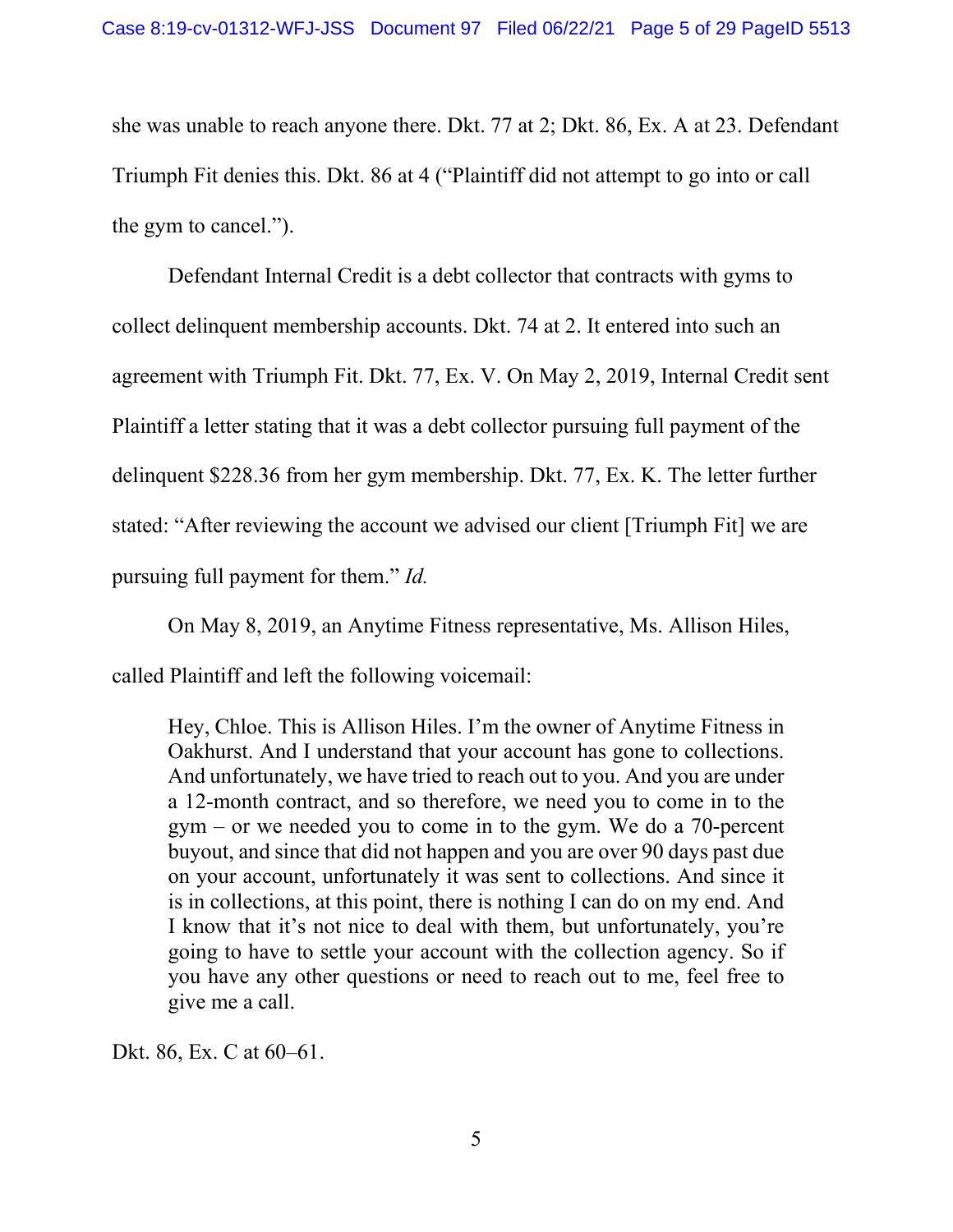she was unable to reach anyone there. Dkt. 77 at 2; Dkt. 86, Ex. A at 23. Defendant Triumph Fit denies this. Dkt. 86 at 4 ("Plaintiff did not attempt to go into or call the gym to cancel.").

Defendant Internal Credit is a debt collector that contracts with gyms to collect delinquent membership accounts. Dkt. 74 at 2. It entered into such an agreement with Triumph Fit. Dkt. 77, Ex. V. On May 2, 2019, Internal Credit sent Plaintiff a letter stating that it was a debt collector pursuing full payment of the delinquent $228.36 from her gym membership. Dkt. 77, Ex. K. The letter further stated: "After reviewing the account we advised our client [Triumph Fit] we are pursuing full payment for them." *Id.*

On May 8, 2019, an Anytime Fitness representative, Ms. Allison Hiles, called Plaintiff and left the following voicemail:

> Hey, Chloe. This is Allison Hiles. I'm the owner of Anytime Fitness in Oakhurst. And I understand that your account has gone to collections. And unfortunately, we have tried to reach out to you. And you are under a 12-month contract, and so therefore, we need you to come in to the gym – or we needed you to come in to the gym. We do a 70-percent buyout, and since that did not happen and you are over 90 days past due on your account, unfortunately it was sent to collections. And since it is in collections, at this point, there is nothing I can do on my end. And I know that it's not nice to deal with them, but unfortunately, you're going to have to settle your account with the collection agency. So if you have any other questions or need to reach out to me, feel free to give me a call.

Dkt. 86, Ex. C at 60–61.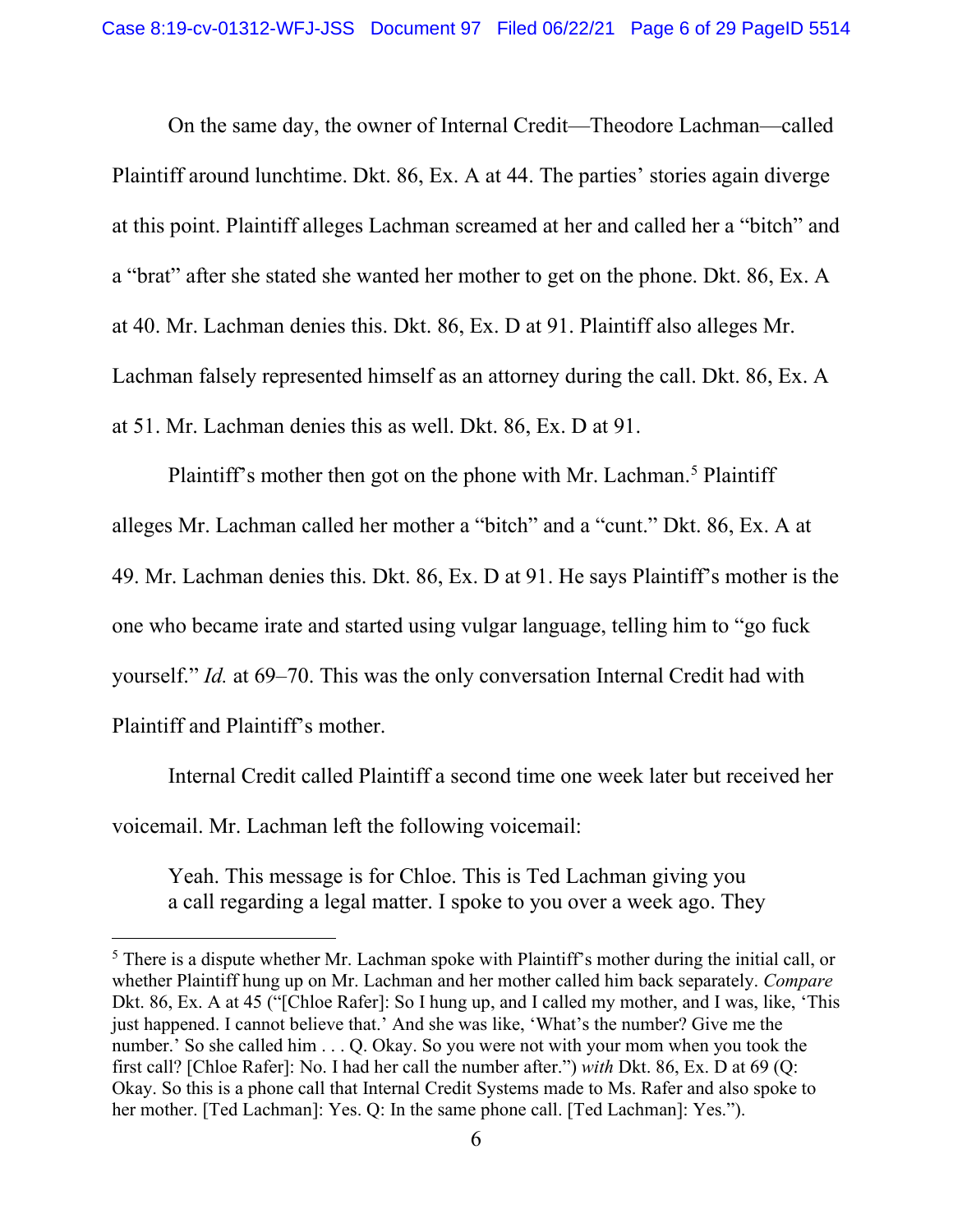On the same day, the owner of Internal Credit—Theodore Lachman—called Plaintiff around lunchtime. Dkt. 86, Ex. A at 44. The parties' stories again diverge at this point. Plaintiff alleges Lachman screamed at her and called her a "bitch" and a "brat" after she stated she wanted her mother to get on the phone. Dkt. 86, Ex. A at 40. Mr. Lachman denies this. Dkt. 86, Ex. D at 91. Plaintiff also alleges Mr. Lachman falsely represented himself as an attorney during the call. Dkt. 86, Ex. A at 51. Mr. Lachman denies this as well. Dkt. 86, Ex. D at 91.

Plaintiff's mother then got on the phone with Mr. Lachman.[5] Plaintiff alleges Mr. Lachman called her mother a "bitch" and a "cunt." Dkt. 86, Ex. A at 49. Mr. Lachman denies this. Dkt. 86, Ex. D at 91. He says Plaintiff's mother is the one who became irate and started using vulgar language, telling him to "go fuck yourself." *Id.* at 69–70. This was the only conversation Internal Credit had with Plaintiff and Plaintiff's mother.

Internal Credit called Plaintiff a second time one week later but received her voicemail. Mr. Lachman left the following voicemail:

> Yeah. This message is for Chloe. This is Ted Lachman giving you a call regarding a legal matter. I spoke to you over a week ago. They

[5] There is a dispute whether Mr. Lachman spoke with Plaintiff's mother during the initial call, or whether Plaintiff hung up on Mr. Lachman and her mother called him back separately. *Compare* Dkt. 86, Ex. A at 45 ("[Chloe Rafer]: So I hung up, and I called my mother, and I was, like, 'This just happened. I cannot believe that.' And she was like, 'What's the number? Give me the number.' So she called him . . . Q. Okay. So you were not with your mom when you took the first call? [Chloe Rafer]: No. I had her call the number after.") *with* Dkt. 86, Ex. D at 69 (Q: Okay. So this is a phone call that Internal Credit Systems made to Ms. Rafer and also spoke to her mother. [Ted Lachman]: Yes. Q: In the same phone call. [Ted Lachman]: Yes.").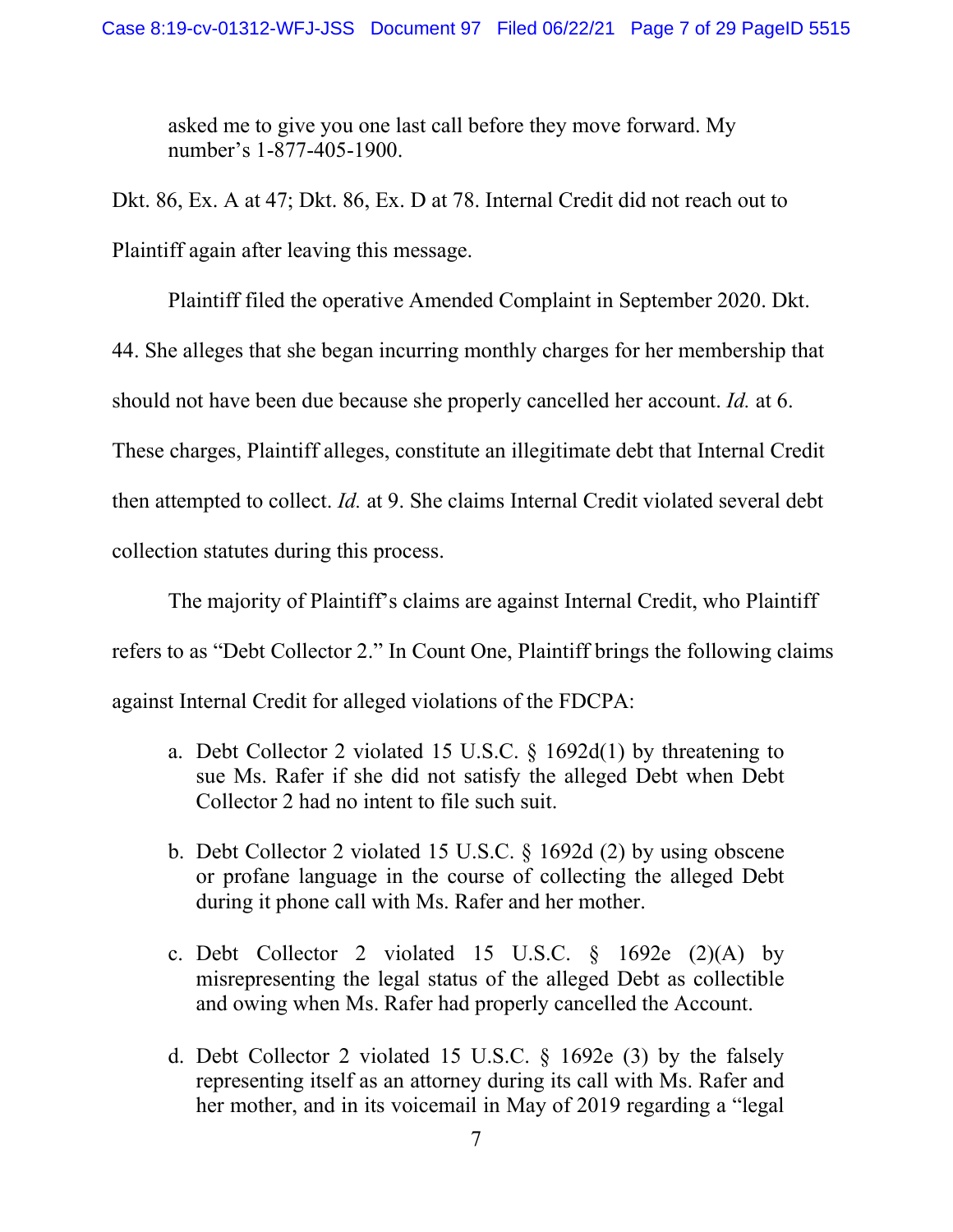> asked me to give you one last call before they move forward. My number's 1-877-405-1900.

Dkt. 86, Ex. A at 47; Dkt. 86, Ex. D at 78. Internal Credit did not reach out to Plaintiff again after leaving this message.

Plaintiff filed the operative Amended Complaint in September 2020. Dkt. 44. She alleges that she began incurring monthly charges for her membership that should not have been due because she properly cancelled her account. *Id.* at 6. These charges, Plaintiff alleges, constitute an illegitimate debt that Internal Credit then attempted to collect. *Id.* at 9. She claims Internal Credit violated several debt collection statutes during this process.

The majority of Plaintiff's claims are against Internal Credit, who Plaintiff refers to as "Debt Collector 2." In Count One, Plaintiff brings the following claims against Internal Credit for alleged violations of the FDCPA:

> a. Debt Collector 2 violated 15 U.S.C. § 1692d(1) by threatening to sue Ms. Rafer if she did not satisfy the alleged Debt when Debt Collector 2 had no intent to file such suit.
>
> b. Debt Collector 2 violated 15 U.S.C. § 1692d (2) by using obscene or profane language in the course of collecting the alleged Debt during it phone call with Ms. Rafer and her mother.
>
> c. Debt Collector 2 violated 15 U.S.C. § 1692e (2)(A) by misrepresenting the legal status of the alleged Debt as collectible and owing when Ms. Rafer had properly cancelled the Account.
>
> d. Debt Collector 2 violated 15 U.S.C. § 1692e (3) by the falsely representing itself as an attorney during its call with Ms. Rafer and her mother, and in its voicemail in May of 2019 regarding a "legal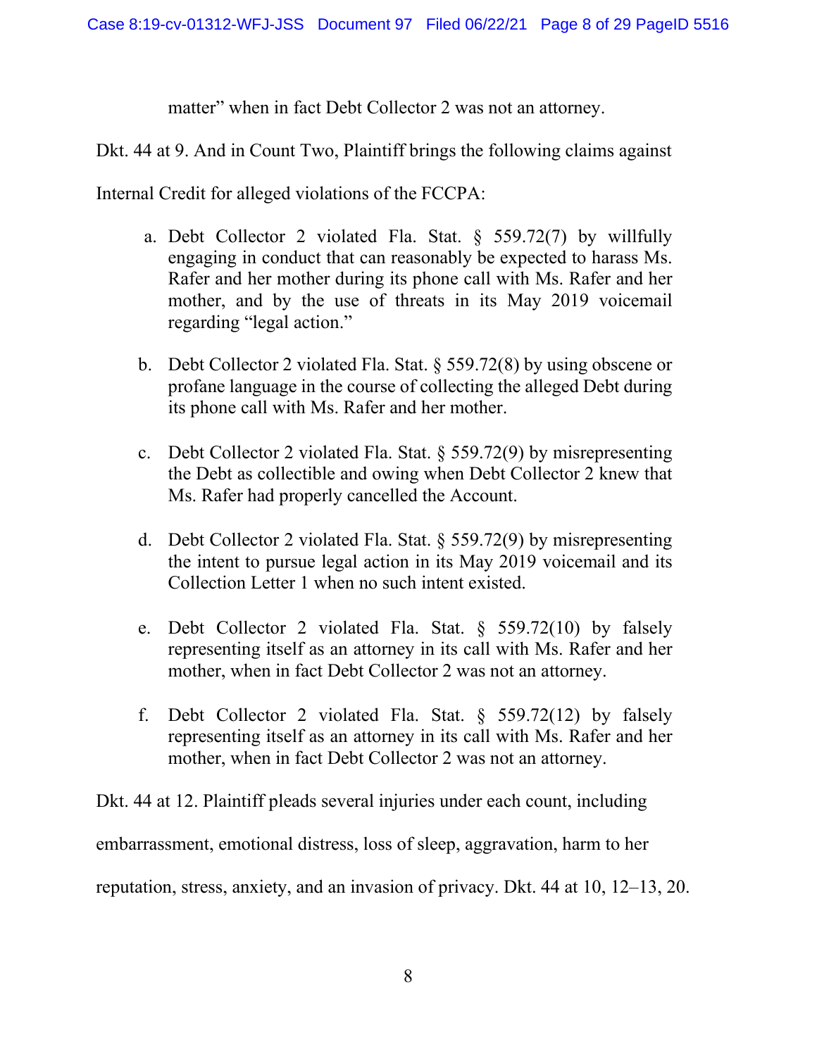matter" when in fact Debt Collector 2 was not an attorney.

Dkt. 44 at 9. And in Count Two, Plaintiff brings the following claims against Internal Credit for alleged violations of the FCCPA:

> a. Debt Collector 2 violated Fla. Stat. § 559.72(7) by willfully engaging in conduct that can reasonably be expected to harass Ms. Rafer and her mother during its phone call with Ms. Rafer and her mother, and by the use of threats in its May 2019 voicemail regarding "legal action."
>
> b. Debt Collector 2 violated Fla. Stat. § 559.72(8) by using obscene or profane language in the course of collecting the alleged Debt during its phone call with Ms. Rafer and her mother.
>
> c. Debt Collector 2 violated Fla. Stat. § 559.72(9) by misrepresenting the Debt as collectible and owing when Debt Collector 2 knew that Ms. Rafer had properly cancelled the Account.
>
> d. Debt Collector 2 violated Fla. Stat. § 559.72(9) by misrepresenting the intent to pursue legal action in its May 2019 voicemail and its Collection Letter 1 when no such intent existed.
>
> e. Debt Collector 2 violated Fla. Stat. § 559.72(10) by falsely representing itself as an attorney in its call with Ms. Rafer and her mother, when in fact Debt Collector 2 was not an attorney.
>
> f. Debt Collector 2 violated Fla. Stat. § 559.72(12) by falsely representing itself as an attorney in its call with Ms. Rafer and her mother, when in fact Debt Collector 2 was not an attorney.

Dkt. 44 at 12. Plaintiff pleads several injuries under each count, including embarrassment, emotional distress, loss of sleep, aggravation, harm to her reputation, stress, anxiety, and an invasion of privacy. Dkt. 44 at 10, 12–13, 20.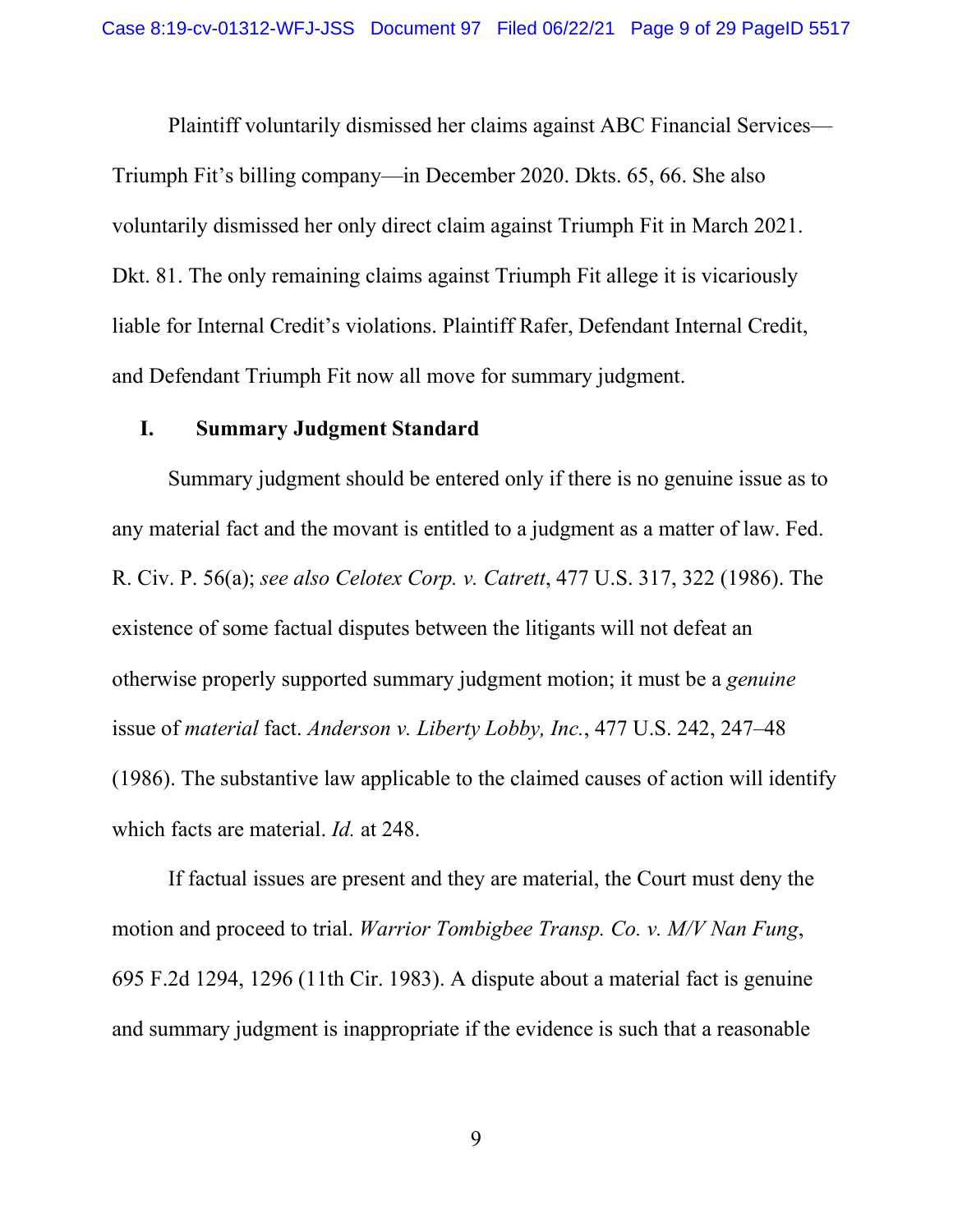Plaintiff voluntarily dismissed her claims against ABC Financial Services—Triumph Fit's billing company—in December 2020. Dkts. 65, 66. She also voluntarily dismissed her only direct claim against Triumph Fit in March 2021. Dkt. 81. The only remaining claims against Triumph Fit allege it is vicariously liable for Internal Credit's violations. Plaintiff Rafer, Defendant Internal Credit, and Defendant Triumph Fit now all move for summary judgment.

## I. Summary Judgment Standard

Summary judgment should be entered only if there is no genuine issue as to any material fact and the movant is entitled to a judgment as a matter of law. Fed. R. Civ. P. 56(a); *see also Celotex Corp. v. Catrett*, 477 U.S. 317, 322 (1986). The existence of some factual disputes between the litigants will not defeat an otherwise properly supported summary judgment motion; it must be a *genuine* issue of *material* fact. *Anderson v. Liberty Lobby, Inc.*, 477 U.S. 242, 247–48 (1986). The substantive law applicable to the claimed causes of action will identify which facts are material. *Id.* at 248.

If factual issues are present and they are material, the Court must deny the motion and proceed to trial. *Warrior Tombigbee Transp. Co. v. M/V Nan Fung*, 695 F.2d 1294, 1296 (11th Cir. 1983). A dispute about a material fact is genuine and summary judgment is inappropriate if the evidence is such that a reasonable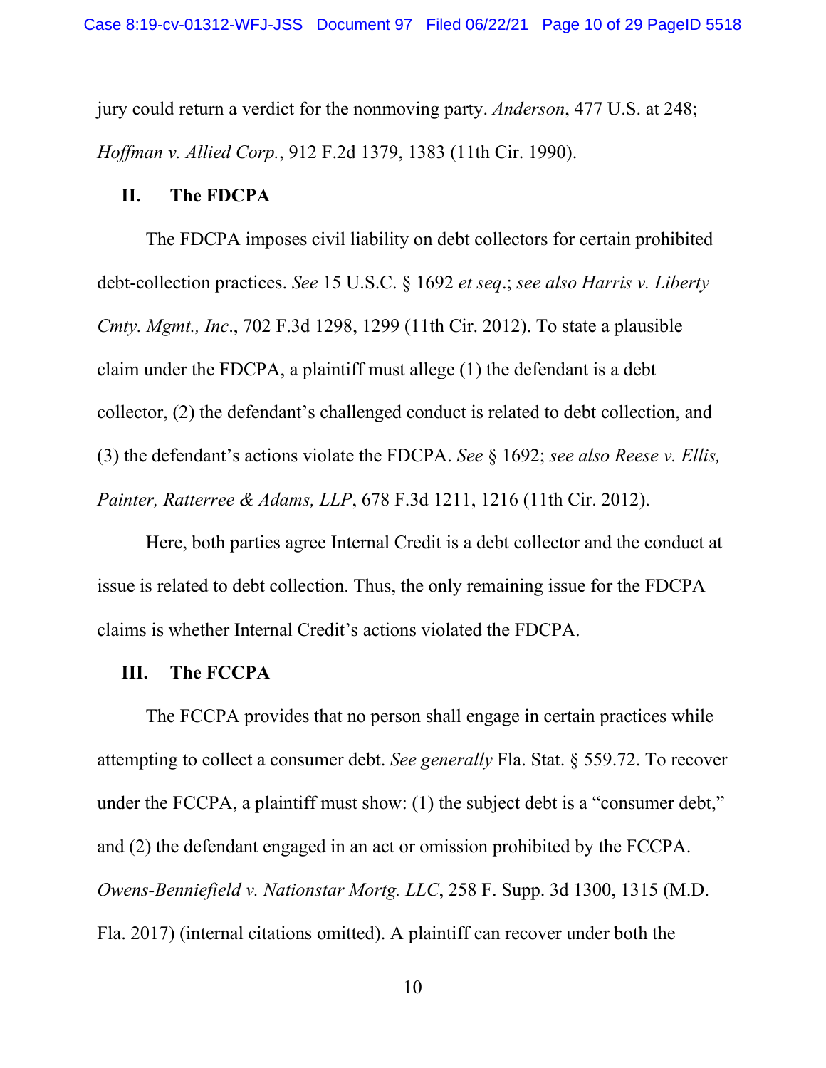jury could return a verdict for the nonmoving party. *Anderson*, 477 U.S. at 248; *Hoffman v. Allied Corp.*, 912 F.2d 1379, 1383 (11th Cir. 1990).

## II. The FDCPA

The FDCPA imposes civil liability on debt collectors for certain prohibited debt-collection practices. *See* 15 U.S.C. § 1692 *et seq*.; *see also Harris v. Liberty Cmty. Mgmt., Inc*., 702 F.3d 1298, 1299 (11th Cir. 2012). To state a plausible claim under the FDCPA, a plaintiff must allege (1) the defendant is a debt collector, (2) the defendant's challenged conduct is related to debt collection, and (3) the defendant's actions violate the FDCPA. *See* § 1692; *see also Reese v. Ellis, Painter, Ratterree & Adams, LLP*, 678 F.3d 1211, 1216 (11th Cir. 2012).

Here, both parties agree Internal Credit is a debt collector and the conduct at issue is related to debt collection. Thus, the only remaining issue for the FDCPA claims is whether Internal Credit's actions violated the FDCPA.

## III. The FCCPA

The FCCPA provides that no person shall engage in certain practices while attempting to collect a consumer debt. *See generally* Fla. Stat. § 559.72. To recover under the FCCPA, a plaintiff must show: (1) the subject debt is a "consumer debt," and (2) the defendant engaged in an act or omission prohibited by the FCCPA. *Owens-Benniefield v. Nationstar Mortg. LLC*, 258 F. Supp. 3d 1300, 1315 (M.D. Fla. 2017) (internal citations omitted). A plaintiff can recover under both the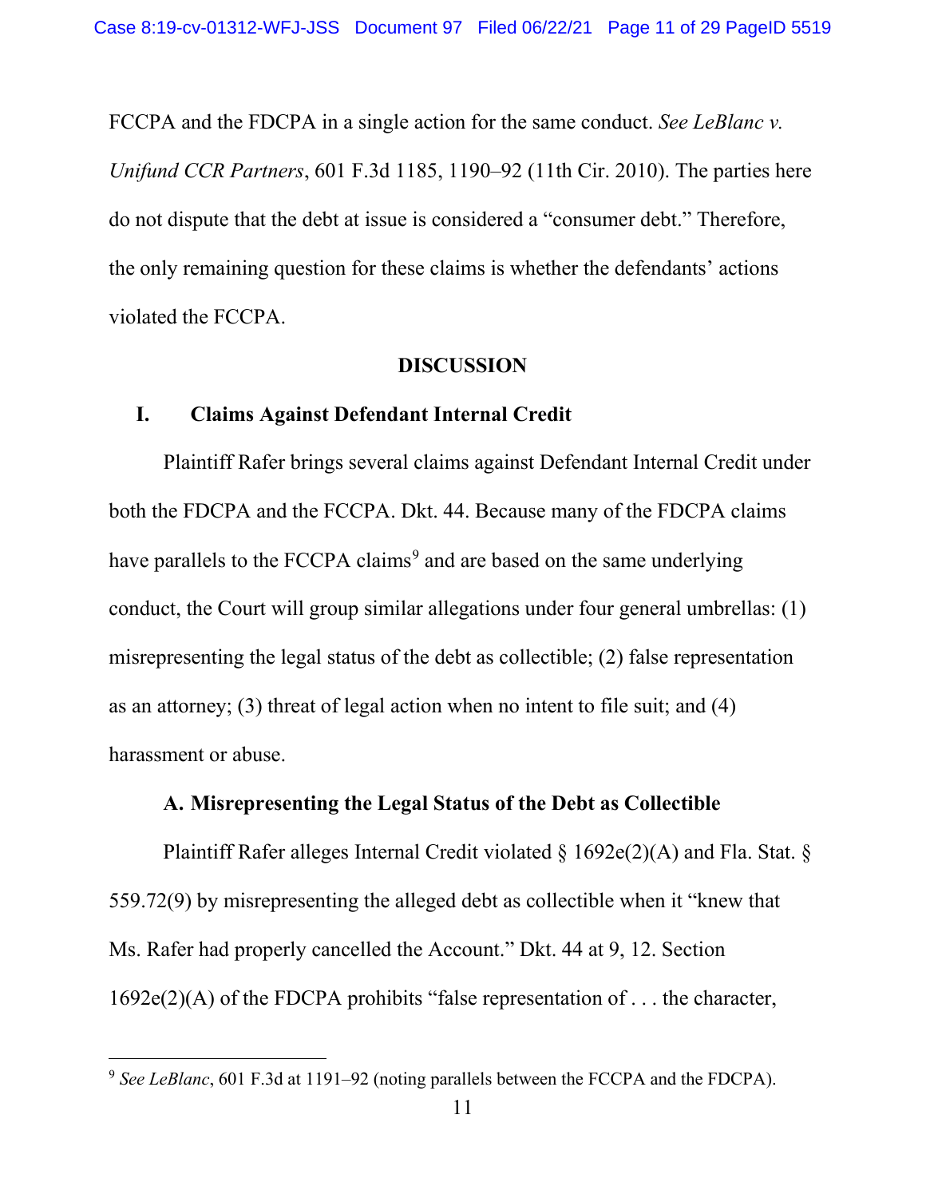FCCPA and the FDCPA in a single action for the same conduct. *See LeBlanc v. Unifund CCR Partners*, 601 F.3d 1185, 1190–92 (11th Cir. 2010). The parties here do not dispute that the debt at issue is considered a "consumer debt." Therefore, the only remaining question for these claims is whether the defendants' actions violated the FCCPA.

## DISCUSSION

### I. Claims Against Defendant Internal Credit

Plaintiff Rafer brings several claims against Defendant Internal Credit under both the FDCPA and the FCCPA. Dkt. 44. Because many of the FDCPA claims have parallels to the FCCPA claims[9] and are based on the same underlying conduct, the Court will group similar allegations under four general umbrellas: (1) misrepresenting the legal status of the debt as collectible; (2) false representation as an attorney; (3) threat of legal action when no intent to file suit; and (4) harassment or abuse.

#### A. Misrepresenting the Legal Status of the Debt as Collectible

Plaintiff Rafer alleges Internal Credit violated § 1692e(2)(A) and Fla. Stat. § 559.72(9) by misrepresenting the alleged debt as collectible when it "knew that Ms. Rafer had properly cancelled the Account." Dkt. 44 at 9, 12. Section 1692e(2)(A) of the FDCPA prohibits "false representation of . . . the character,

[9] *See LeBlanc*, 601 F.3d at 1191–92 (noting parallels between the FCCPA and the FDCPA).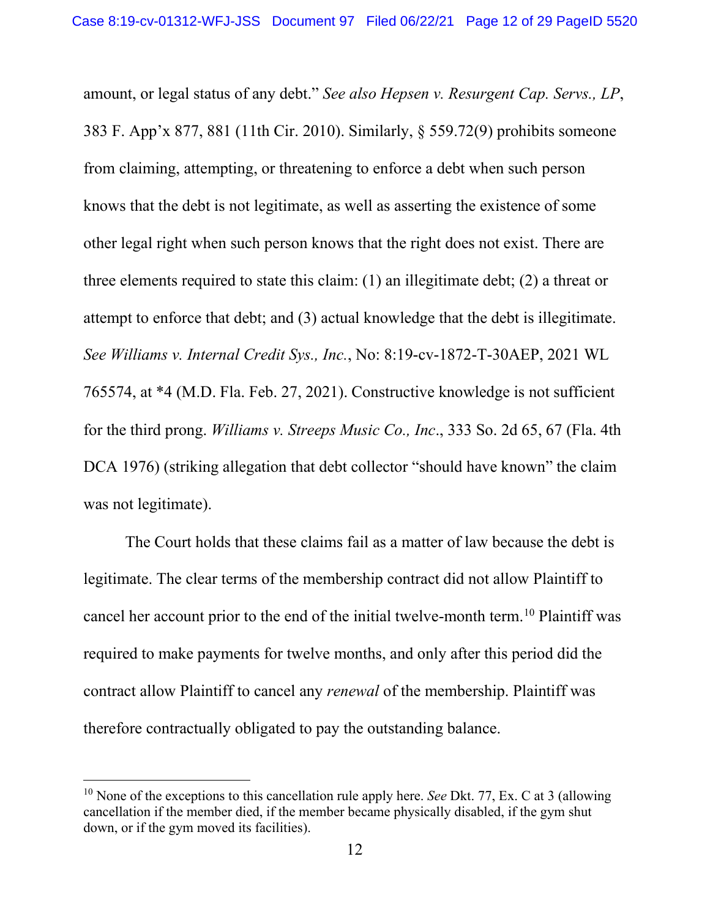amount, or legal status of any debt." *See also Hepsen v. Resurgent Cap. Servs., LP*, 383 F. App'x 877, 881 (11th Cir. 2010). Similarly, § 559.72(9) prohibits someone from claiming, attempting, or threatening to enforce a debt when such person knows that the debt is not legitimate, as well as asserting the existence of some other legal right when such person knows that the right does not exist. There are three elements required to state this claim: (1) an illegitimate debt; (2) a threat or attempt to enforce that debt; and (3) actual knowledge that the debt is illegitimate. *See Williams v. Internal Credit Sys., Inc.*, No: 8:19-cv-1872-T-30AEP, 2021 WL 765574, at *4 (M.D. Fla. Feb. 27, 2021). Constructive knowledge is not sufficient for the third prong. *Williams v. Streeps Music Co., Inc*., 333 So. 2d 65, 67 (Fla. 4th DCA 1976) (striking allegation that debt collector "should have known" the claim was not legitimate).

The Court holds that these claims fail as a matter of law because the debt is legitimate. The clear terms of the membership contract did not allow Plaintiff to cancel her account prior to the end of the initial twelve-month term.[10] Plaintiff was required to make payments for twelve months, and only after this period did the contract allow Plaintiff to cancel any *renewal* of the membership. Plaintiff was therefore contractually obligated to pay the outstanding balance.

---

[10] None of the exceptions to this cancellation rule apply here. *See* Dkt. 77, Ex. C at 3 (allowing cancellation if the member died, if the member became physically disabled, if the gym shut down, or if the gym moved its facilities).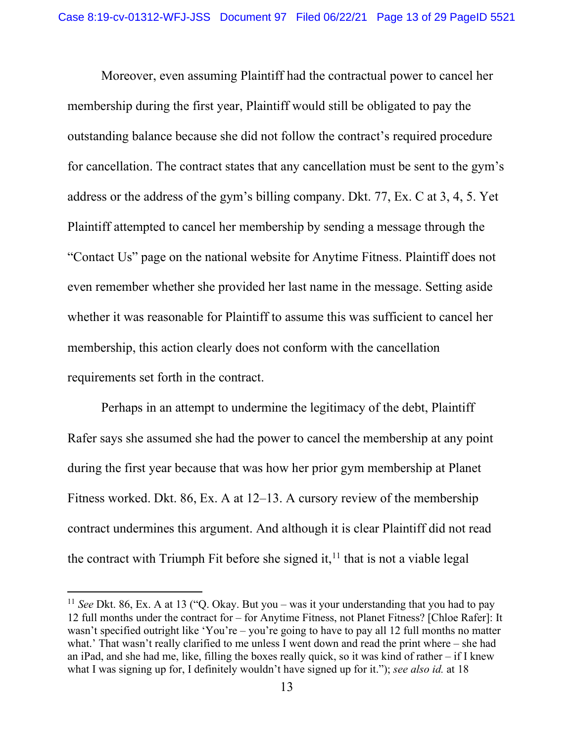Moreover, even assuming Plaintiff had the contractual power to cancel her membership during the first year, Plaintiff would still be obligated to pay the outstanding balance because she did not follow the contract's required procedure for cancellation. The contract states that any cancellation must be sent to the gym's address or the address of the gym's billing company. Dkt. 77, Ex. C at 3, 4, 5. Yet Plaintiff attempted to cancel her membership by sending a message through the "Contact Us" page on the national website for Anytime Fitness. Plaintiff does not even remember whether she provided her last name in the message. Setting aside whether it was reasonable for Plaintiff to assume this was sufficient to cancel her membership, this action clearly does not conform with the cancellation requirements set forth in the contract.

Perhaps in an attempt to undermine the legitimacy of the debt, Plaintiff Rafer says she assumed she had the power to cancel the membership at any point during the first year because that was how her prior gym membership at Planet Fitness worked. Dkt. 86, Ex. A at 12–13. A cursory review of the membership contract undermines this argument. And although it is clear Plaintiff did not read the contract with Triumph Fit before she signed it,[11] that is not a viable legal

---

[11] *See* Dkt. 86, Ex. A at 13 ("Q. Okay. But you – was it your understanding that you had to pay 12 full months under the contract for – for Anytime Fitness, not Planet Fitness? [Chloe Rafer]: It wasn't specified outright like 'You're – you're going to have to pay all 12 full months no matter what.' That wasn't really clarified to me unless I went down and read the print where – she had an iPad, and she had me, like, filling the boxes really quick, so it was kind of rather – if I knew what I was signing up for, I definitely wouldn't have signed up for it."); *see also id.* at 18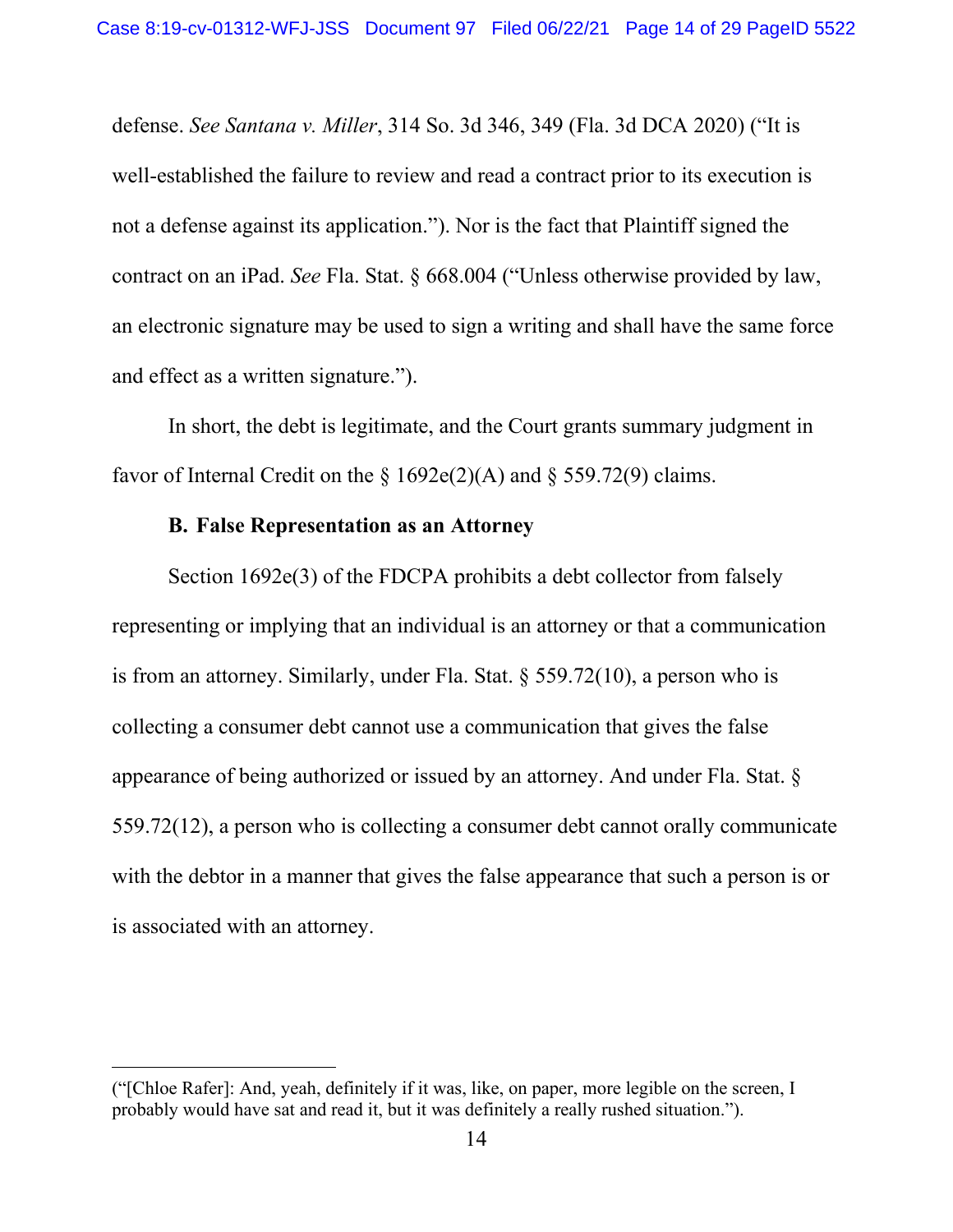defense. *See Santana v. Miller*, 314 So. 3d 346, 349 (Fla. 3d DCA 2020) ("It is well-established the failure to review and read a contract prior to its execution is not a defense against its application."). Nor is the fact that Plaintiff signed the contract on an iPad. *See* Fla. Stat. § 668.004 ("Unless otherwise provided by law, an electronic signature may be used to sign a writing and shall have the same force and effect as a written signature.").

In short, the debt is legitimate, and the Court grants summary judgment in favor of Internal Credit on the § 1692e(2)(A) and § 559.72(9) claims.

**B. False Representation as an Attorney**

Section 1692e(3) of the FDCPA prohibits a debt collector from falsely representing or implying that an individual is an attorney or that a communication is from an attorney. Similarly, under Fla. Stat. § 559.72(10), a person who is collecting a consumer debt cannot use a communication that gives the false appearance of being authorized or issued by an attorney. And under Fla. Stat. § 559.72(12), a person who is collecting a consumer debt cannot orally communicate with the debtor in a manner that gives the false appearance that such a person is or is associated with an attorney.

---

("[Chloe Rafer]: And, yeah, definitely if it was, like, on paper, more legible on the screen, I probably would have sat and read it, but it was definitely a really rushed situation.").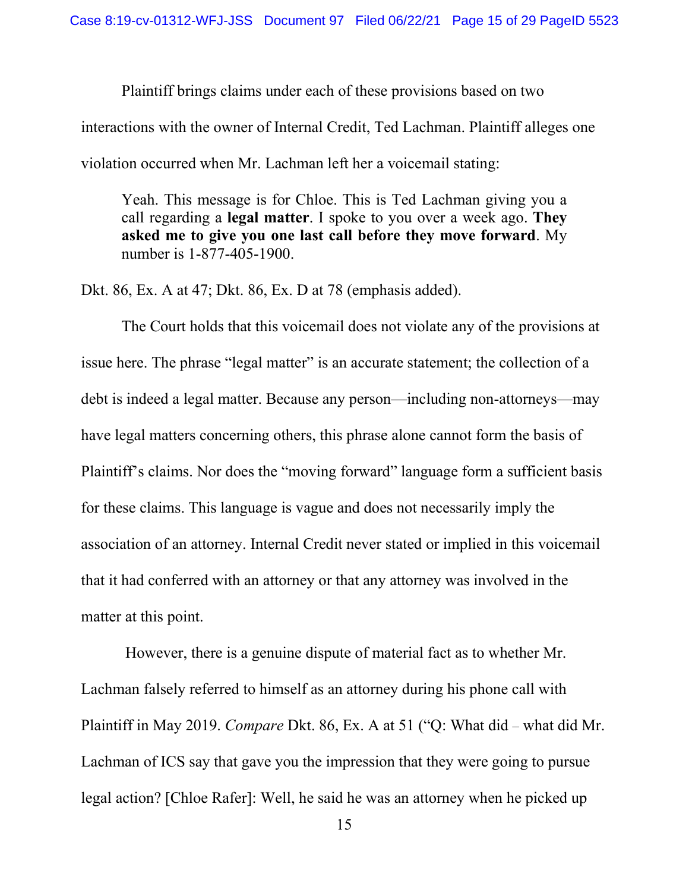Plaintiff brings claims under each of these provisions based on two interactions with the owner of Internal Credit, Ted Lachman. Plaintiff alleges one violation occurred when Mr. Lachman left her a voicemail stating:

> Yeah. This message is for Chloe. This is Ted Lachman giving you a call regarding a **legal matter**. I spoke to you over a week ago. **They asked me to give you one last call before they move forward**. My number is 1-877-405-1900.

Dkt. 86, Ex. A at 47; Dkt. 86, Ex. D at 78 (emphasis added).

The Court holds that this voicemail does not violate any of the provisions at issue here. The phrase "legal matter" is an accurate statement; the collection of a debt is indeed a legal matter. Because any person—including non-attorneys—may have legal matters concerning others, this phrase alone cannot form the basis of Plaintiff's claims. Nor does the "moving forward" language form a sufficient basis for these claims. This language is vague and does not necessarily imply the association of an attorney. Internal Credit never stated or implied in this voicemail that it had conferred with an attorney or that any attorney was involved in the matter at this point.

However, there is a genuine dispute of material fact as to whether Mr. Lachman falsely referred to himself as an attorney during his phone call with Plaintiff in May 2019. *Compare* Dkt. 86, Ex. A at 51 ("Q: What did – what did Mr. Lachman of ICS say that gave you the impression that they were going to pursue legal action? [Chloe Rafer]: Well, he said he was an attorney when he picked up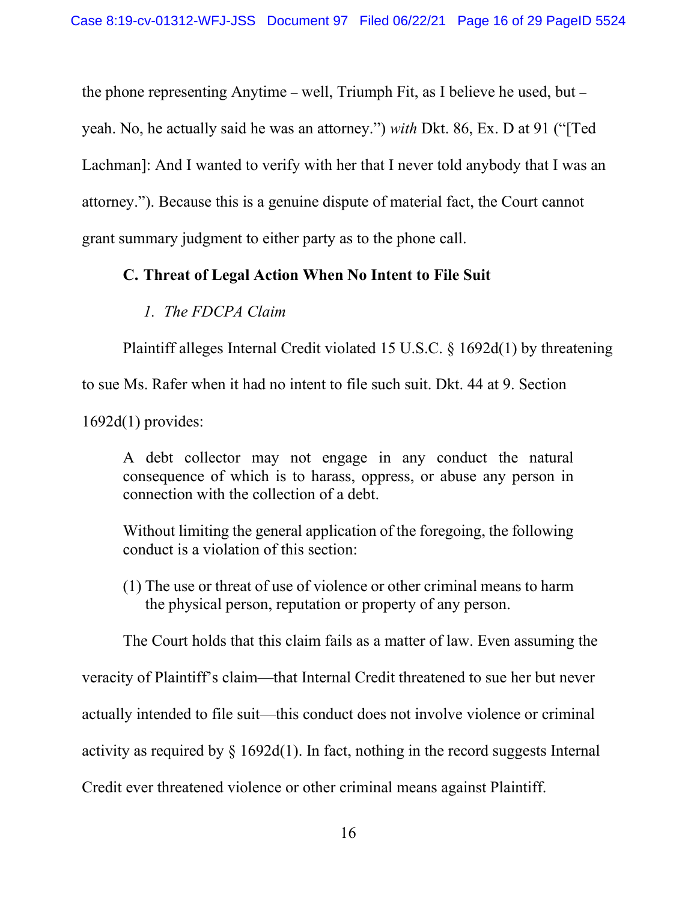the phone representing Anytime – well, Triumph Fit, as I believe he used, but – yeah. No, he actually said he was an attorney.") *with* Dkt. 86, Ex. D at 91 ("[Ted Lachman]: And I wanted to verify with her that I never told anybody that I was an attorney."). Because this is a genuine dispute of material fact, the Court cannot grant summary judgment to either party as to the phone call.

**C. Threat of Legal Action When No Intent to File Suit**

*1. The FDCPA Claim*

Plaintiff alleges Internal Credit violated 15 U.S.C. § 1692d(1) by threatening to sue Ms. Rafer when it had no intent to file such suit. Dkt. 44 at 9. Section 1692d(1) provides:

> A debt collector may not engage in any conduct the natural consequence of which is to harass, oppress, or abuse any person in connection with the collection of a debt.
>
> Without limiting the general application of the foregoing, the following conduct is a violation of this section:
>
> (1) The use or threat of use of violence or other criminal means to harm the physical person, reputation or property of any person.

The Court holds that this claim fails as a matter of law. Even assuming the veracity of Plaintiff's claim—that Internal Credit threatened to sue her but never actually intended to file suit—this conduct does not involve violence or criminal activity as required by § 1692d(1). In fact, nothing in the record suggests Internal Credit ever threatened violence or other criminal means against Plaintiff.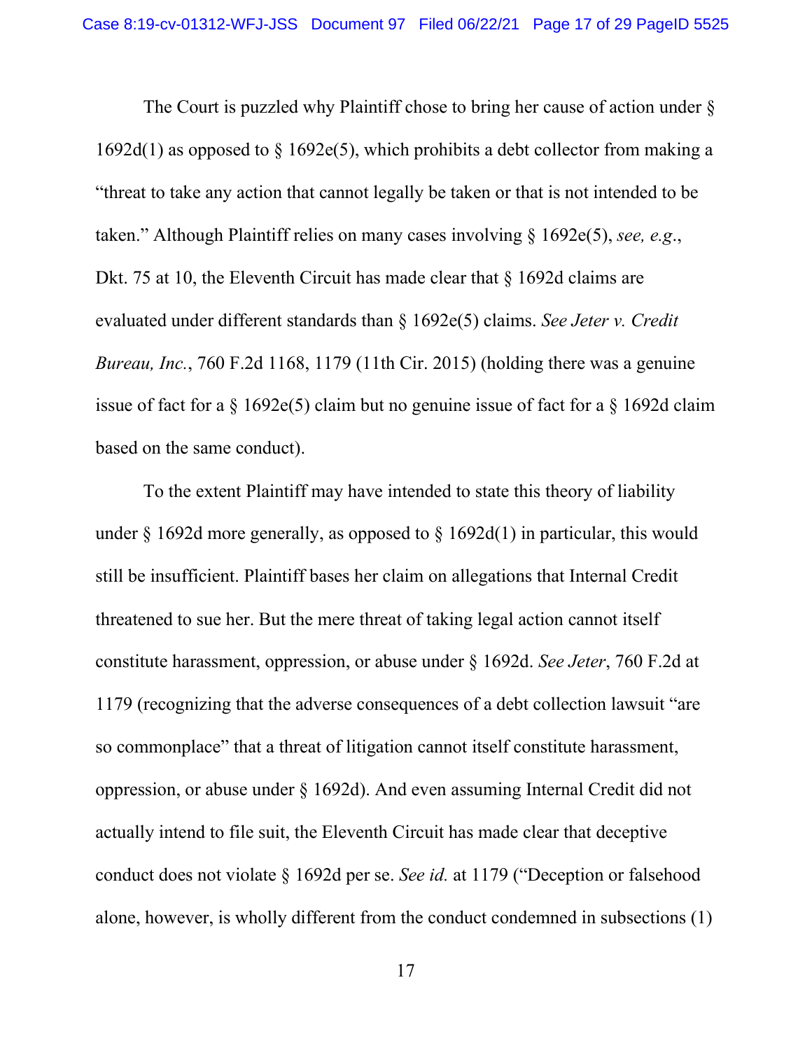The Court is puzzled why Plaintiff chose to bring her cause of action under § 1692d(1) as opposed to § 1692e(5), which prohibits a debt collector from making a "threat to take any action that cannot legally be taken or that is not intended to be taken." Although Plaintiff relies on many cases involving § 1692e(5), *see, e.g.*, Dkt. 75 at 10, the Eleventh Circuit has made clear that § 1692d claims are evaluated under different standards than § 1692e(5) claims. *See Jeter v. Credit Bureau, Inc.*, 760 F.2d 1168, 1179 (11th Cir. 2015) (holding there was a genuine issue of fact for a § 1692e(5) claim but no genuine issue of fact for a § 1692d claim based on the same conduct).

To the extent Plaintiff may have intended to state this theory of liability under § 1692d more generally, as opposed to § 1692d(1) in particular, this would still be insufficient. Plaintiff bases her claim on allegations that Internal Credit threatened to sue her. But the mere threat of taking legal action cannot itself constitute harassment, oppression, or abuse under § 1692d. *See Jeter*, 760 F.2d at 1179 (recognizing that the adverse consequences of a debt collection lawsuit "are so commonplace" that a threat of litigation cannot itself constitute harassment, oppression, or abuse under § 1692d). And even assuming Internal Credit did not actually intend to file suit, the Eleventh Circuit has made clear that deceptive conduct does not violate § 1692d per se. *See id.* at 1179 ("Deception or falsehood alone, however, is wholly different from the conduct condemned in subsections (1)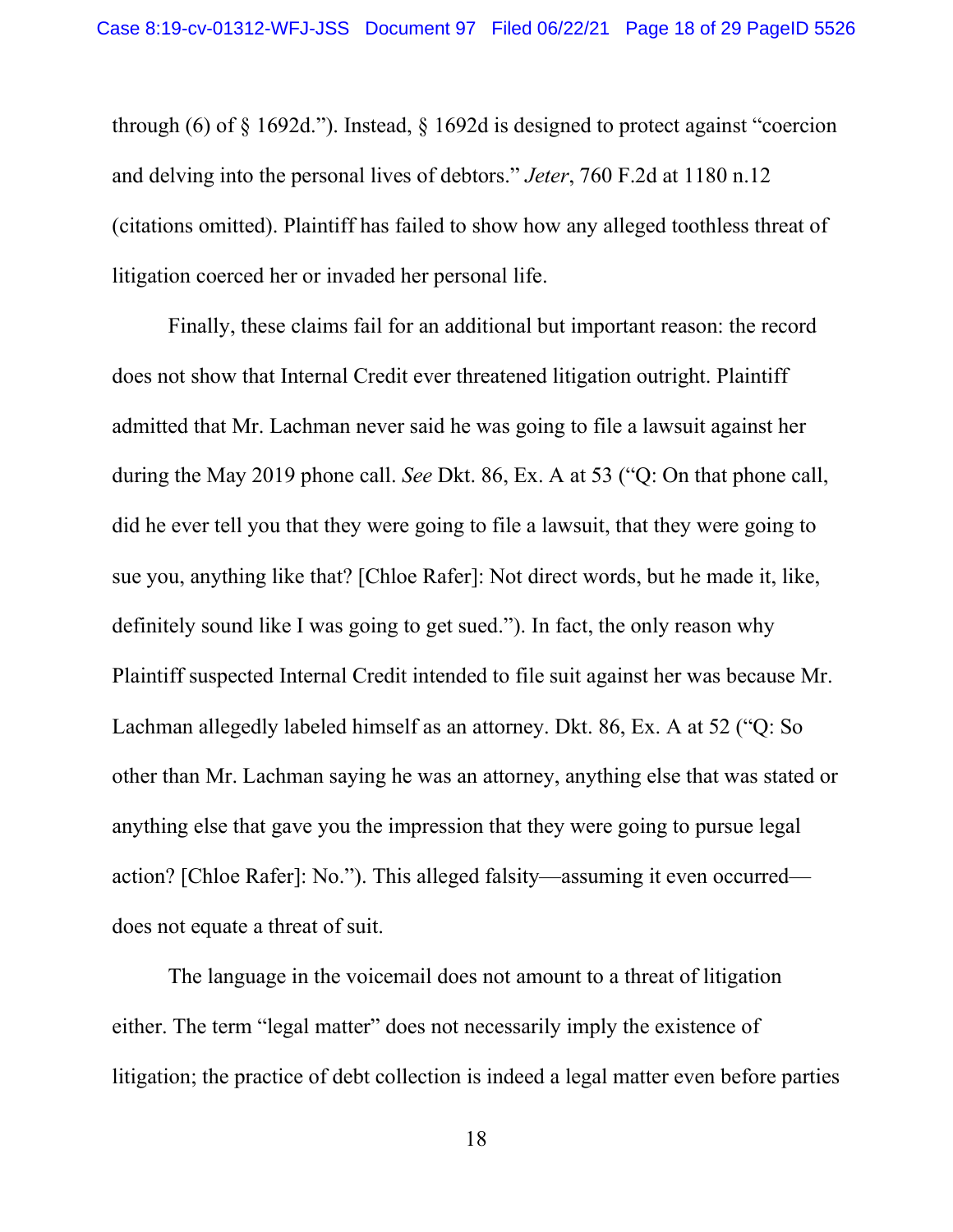through (6) of § 1692d."). Instead, § 1692d is designed to protect against "coercion and delving into the personal lives of debtors." *Jeter*, 760 F.2d at 1180 n.12 (citations omitted). Plaintiff has failed to show how any alleged toothless threat of litigation coerced her or invaded her personal life.

Finally, these claims fail for an additional but important reason: the record does not show that Internal Credit ever threatened litigation outright. Plaintiff admitted that Mr. Lachman never said he was going to file a lawsuit against her during the May 2019 phone call. *See* Dkt. 86, Ex. A at 53 ("Q: On that phone call, did he ever tell you that they were going to file a lawsuit, that they were going to sue you, anything like that? [Chloe Rafer]: Not direct words, but he made it, like, definitely sound like I was going to get sued."). In fact, the only reason why Plaintiff suspected Internal Credit intended to file suit against her was because Mr. Lachman allegedly labeled himself as an attorney. Dkt. 86, Ex. A at 52 ("Q: So other than Mr. Lachman saying he was an attorney, anything else that was stated or anything else that gave you the impression that they were going to pursue legal action? [Chloe Rafer]: No."). This alleged falsity—assuming it even occurred—does not equate a threat of suit.

The language in the voicemail does not amount to a threat of litigation either. The term "legal matter" does not necessarily imply the existence of litigation; the practice of debt collection is indeed a legal matter even before parties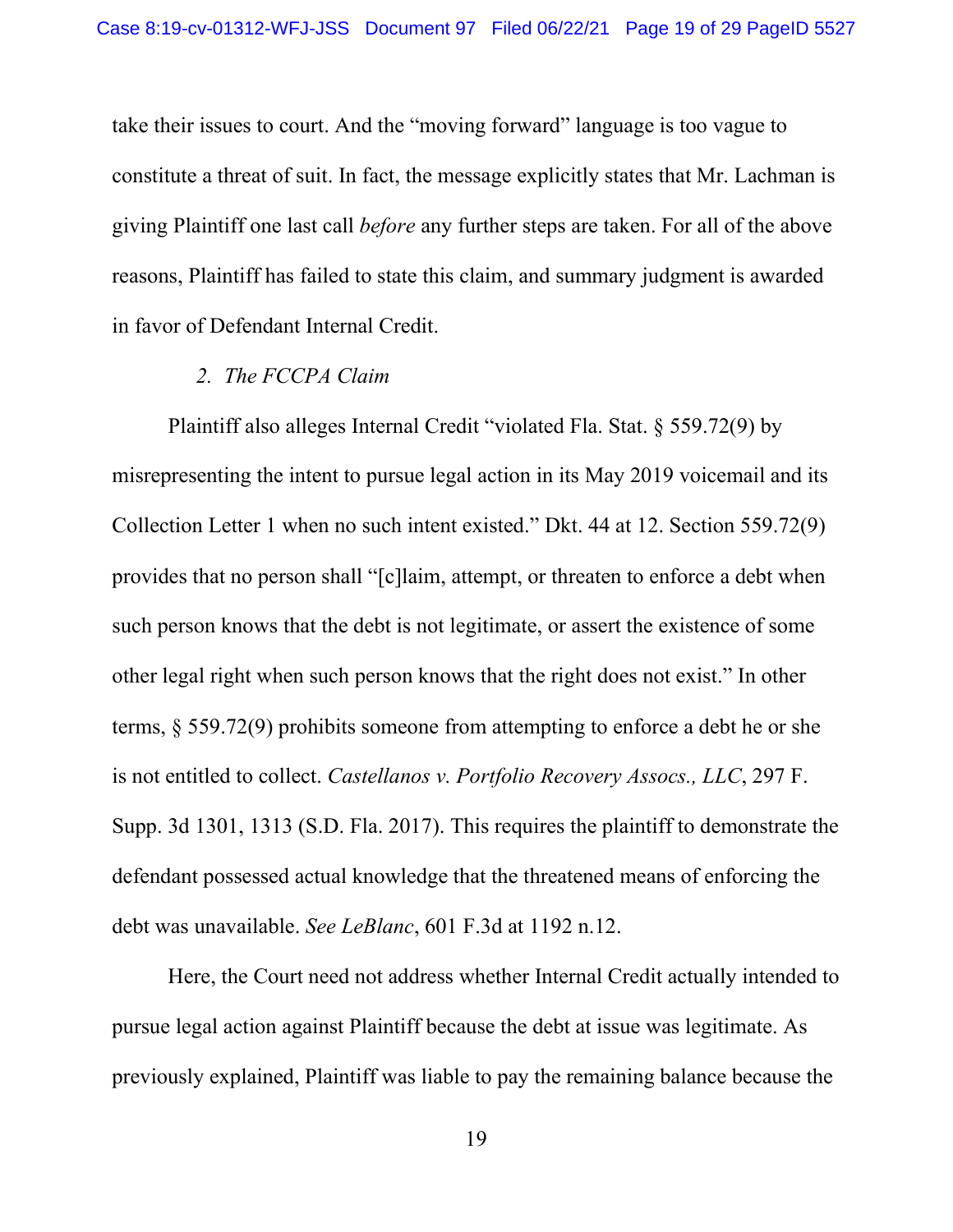take their issues to court. And the "moving forward" language is too vague to constitute a threat of suit. In fact, the message explicitly states that Mr. Lachman is giving Plaintiff one last call *before* any further steps are taken. For all of the above reasons, Plaintiff has failed to state this claim, and summary judgment is awarded in favor of Defendant Internal Credit.

*2. The FCCPA Claim*

Plaintiff also alleges Internal Credit "violated Fla. Stat. § 559.72(9) by misrepresenting the intent to pursue legal action in its May 2019 voicemail and its Collection Letter 1 when no such intent existed." Dkt. 44 at 12. Section 559.72(9) provides that no person shall "[c]laim, attempt, or threaten to enforce a debt when such person knows that the debt is not legitimate, or assert the existence of some other legal right when such person knows that the right does not exist." In other terms, § 559.72(9) prohibits someone from attempting to enforce a debt he or she is not entitled to collect. *Castellanos v. Portfolio Recovery Assocs., LLC*, 297 F. Supp. 3d 1301, 1313 (S.D. Fla. 2017). This requires the plaintiff to demonstrate the defendant possessed actual knowledge that the threatened means of enforcing the debt was unavailable. *See LeBlanc*, 601 F.3d at 1192 n.12.

Here, the Court need not address whether Internal Credit actually intended to pursue legal action against Plaintiff because the debt at issue was legitimate. As previously explained, Plaintiff was liable to pay the remaining balance because the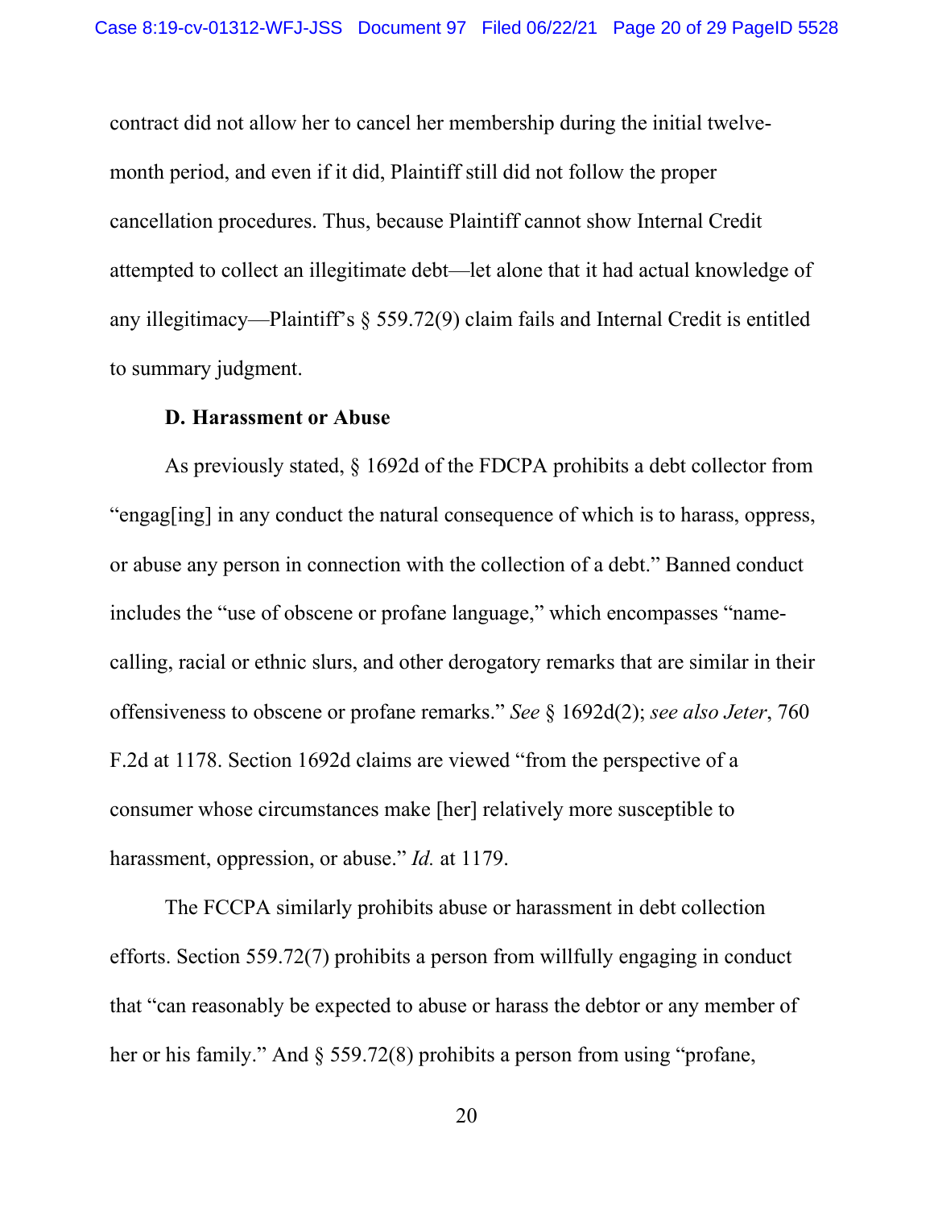contract did not allow her to cancel her membership during the initial twelve-month period, and even if it did, Plaintiff still did not follow the proper cancellation procedures. Thus, because Plaintiff cannot show Internal Credit attempted to collect an illegitimate debt—let alone that it had actual knowledge of any illegitimacy—Plaintiff's § 559.72(9) claim fails and Internal Credit is entitled to summary judgment.

**D. Harassment or Abuse**

As previously stated, § 1692d of the FDCPA prohibits a debt collector from "engag[ing] in any conduct the natural consequence of which is to harass, oppress, or abuse any person in connection with the collection of a debt." Banned conduct includes the "use of obscene or profane language," which encompasses "name-calling, racial or ethnic slurs, and other derogatory remarks that are similar in their offensiveness to obscene or profane remarks." *See* § 1692d(2); *see also Jeter*, 760 F.2d at 1178. Section 1692d claims are viewed "from the perspective of a consumer whose circumstances make [her] relatively more susceptible to harassment, oppression, or abuse." *Id.* at 1179.

The FCCPA similarly prohibits abuse or harassment in debt collection efforts. Section 559.72(7) prohibits a person from willfully engaging in conduct that "can reasonably be expected to abuse or harass the debtor or any member of her or his family." And § 559.72(8) prohibits a person from using "profane,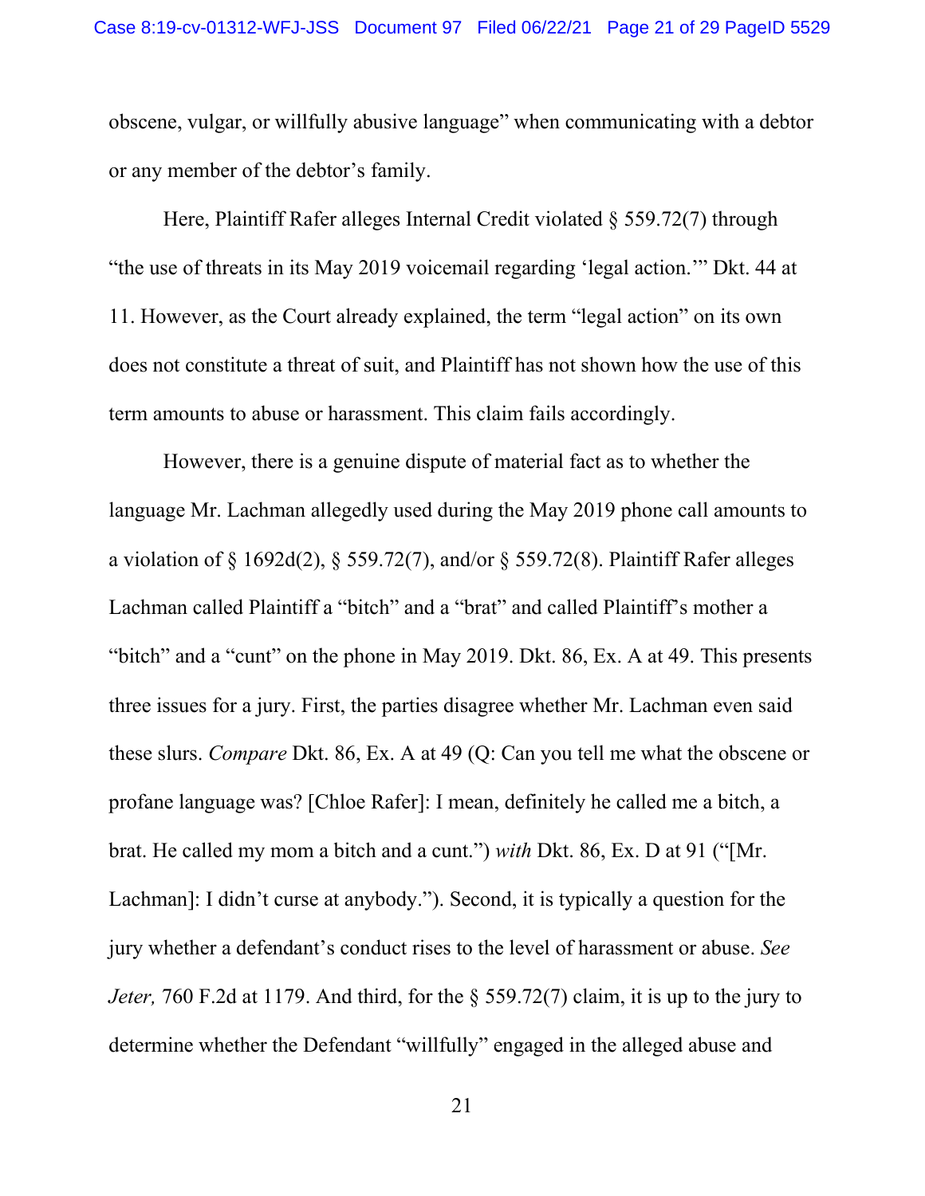obscene, vulgar, or willfully abusive language" when communicating with a debtor or any member of the debtor's family.

Here, Plaintiff Rafer alleges Internal Credit violated § 559.72(7) through "the use of threats in its May 2019 voicemail regarding 'legal action.'" Dkt. 44 at 11. However, as the Court already explained, the term "legal action" on its own does not constitute a threat of suit, and Plaintiff has not shown how the use of this term amounts to abuse or harassment. This claim fails accordingly.

However, there is a genuine dispute of material fact as to whether the language Mr. Lachman allegedly used during the May 2019 phone call amounts to a violation of § 1692d(2), § 559.72(7), and/or § 559.72(8). Plaintiff Rafer alleges Lachman called Plaintiff a "bitch" and a "brat" and called Plaintiff's mother a "bitch" and a "cunt" on the phone in May 2019. Dkt. 86, Ex. A at 49. This presents three issues for a jury. First, the parties disagree whether Mr. Lachman even said these slurs. *Compare* Dkt. 86, Ex. A at 49 (Q: Can you tell me what the obscene or profane language was? [Chloe Rafer]: I mean, definitely he called me a bitch, a brat. He called my mom a bitch and a cunt.") *with* Dkt. 86, Ex. D at 91 ("[Mr. Lachman]: I didn't curse at anybody."). Second, it is typically a question for the jury whether a defendant's conduct rises to the level of harassment or abuse. *See Jeter,* 760 F.2d at 1179. And third, for the § 559.72(7) claim, it is up to the jury to determine whether the Defendant "willfully" engaged in the alleged abuse and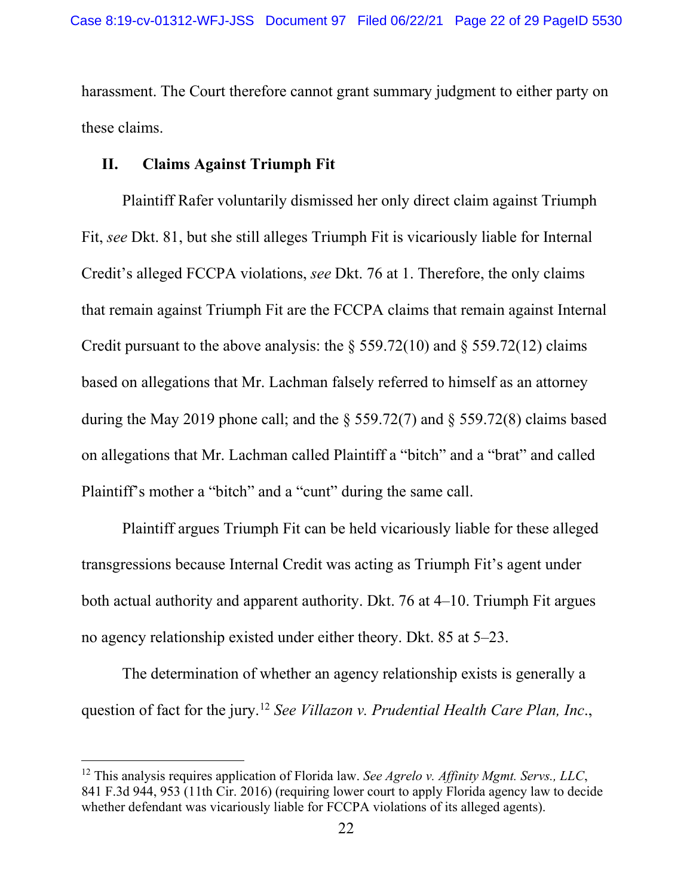harassment. The Court therefore cannot grant summary judgment to either party on these claims.

## II. Claims Against Triumph Fit

Plaintiff Rafer voluntarily dismissed her only direct claim against Triumph Fit, *see* Dkt. 81, but she still alleges Triumph Fit is vicariously liable for Internal Credit's alleged FCCPA violations, *see* Dkt. 76 at 1. Therefore, the only claims that remain against Triumph Fit are the FCCPA claims that remain against Internal Credit pursuant to the above analysis: the § 559.72(10) and § 559.72(12) claims based on allegations that Mr. Lachman falsely referred to himself as an attorney during the May 2019 phone call; and the § 559.72(7) and § 559.72(8) claims based on allegations that Mr. Lachman called Plaintiff a "bitch" and a "brat" and called Plaintiff's mother a "bitch" and a "cunt" during the same call.

Plaintiff argues Triumph Fit can be held vicariously liable for these alleged transgressions because Internal Credit was acting as Triumph Fit's agent under both actual authority and apparent authority. Dkt. 76 at 4–10. Triumph Fit argues no agency relationship existed under either theory. Dkt. 85 at 5–23.

The determination of whether an agency relationship exists is generally a question of fact for the jury.[12] *See Villazon v. Prudential Health Care Plan, Inc.*,

---

[12] This analysis requires application of Florida law. *See Agrelo v. Affinity Mgmt. Servs., LLC*, 841 F.3d 944, 953 (11th Cir. 2016) (requiring lower court to apply Florida agency law to decide whether defendant was vicariously liable for FCCPA violations of its alleged agents).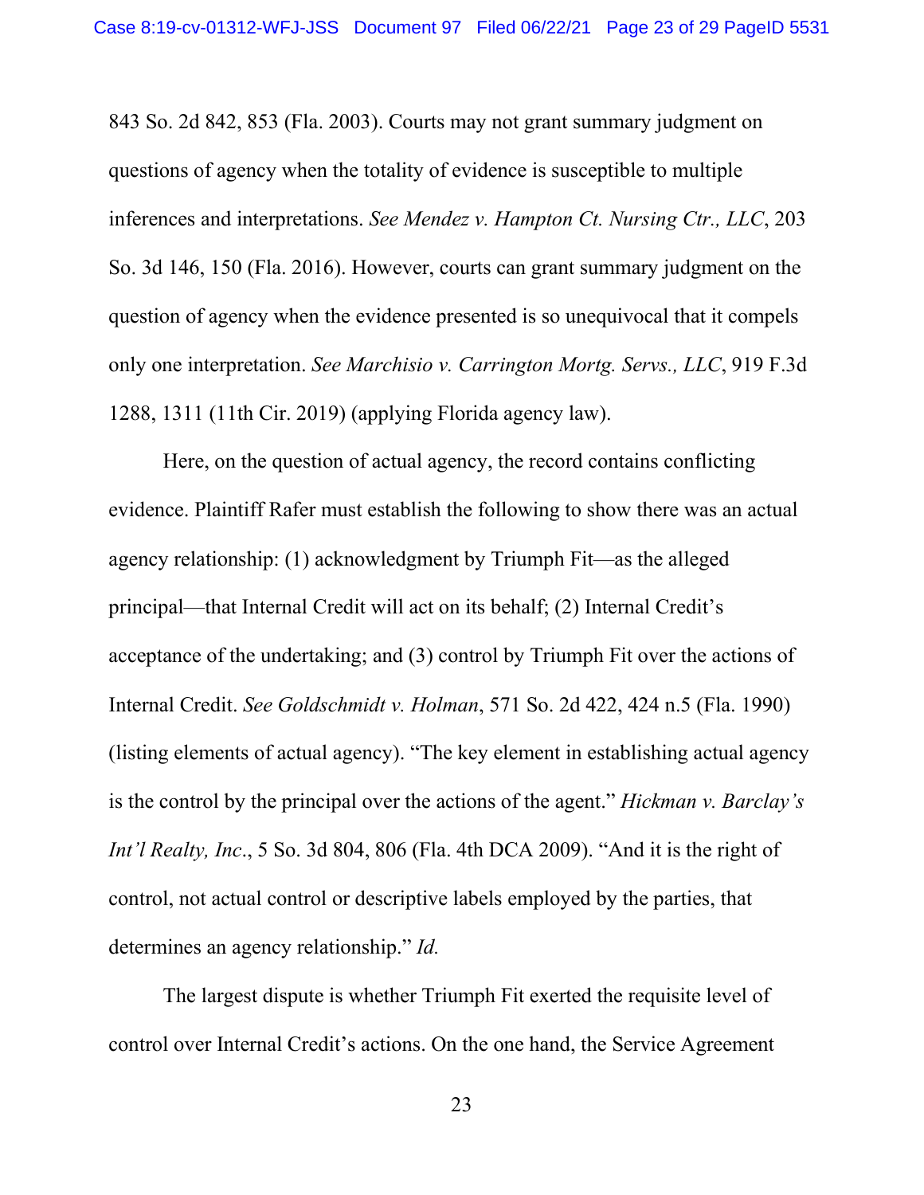843 So. 2d 842, 853 (Fla. 2003). Courts may not grant summary judgment on questions of agency when the totality of evidence is susceptible to multiple inferences and interpretations. *See Mendez v. Hampton Ct. Nursing Ctr., LLC*, 203 So. 3d 146, 150 (Fla. 2016). However, courts can grant summary judgment on the question of agency when the evidence presented is so unequivocal that it compels only one interpretation. *See Marchisio v. Carrington Mortg. Servs., LLC*, 919 F.3d 1288, 1311 (11th Cir. 2019) (applying Florida agency law).

Here, on the question of actual agency, the record contains conflicting evidence. Plaintiff Rafer must establish the following to show there was an actual agency relationship: (1) acknowledgment by Triumph Fit—as the alleged principal—that Internal Credit will act on its behalf; (2) Internal Credit's acceptance of the undertaking; and (3) control by Triumph Fit over the actions of Internal Credit. *See Goldschmidt v. Holman*, 571 So. 2d 422, 424 n.5 (Fla. 1990) (listing elements of actual agency). "The key element in establishing actual agency is the control by the principal over the actions of the agent." *Hickman v. Barclay's Int'l Realty, Inc*., 5 So. 3d 804, 806 (Fla. 4th DCA 2009). "And it is the right of control, not actual control or descriptive labels employed by the parties, that determines an agency relationship." *Id.*

The largest dispute is whether Triumph Fit exerted the requisite level of control over Internal Credit's actions. On the one hand, the Service Agreement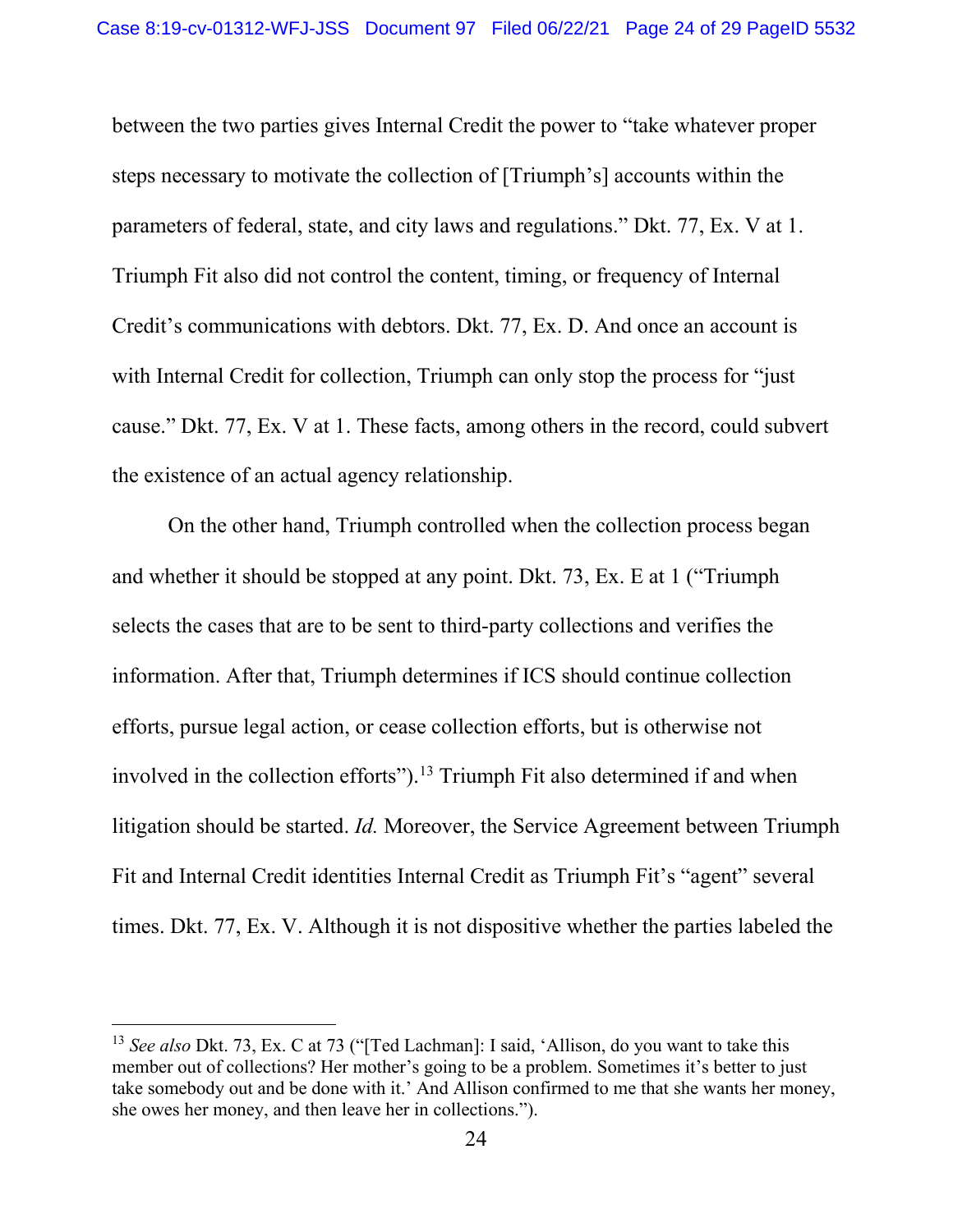between the two parties gives Internal Credit the power to "take whatever proper steps necessary to motivate the collection of [Triumph's] accounts within the parameters of federal, state, and city laws and regulations." Dkt. 77, Ex. V at 1. Triumph Fit also did not control the content, timing, or frequency of Internal Credit's communications with debtors. Dkt. 77, Ex. D. And once an account is with Internal Credit for collection, Triumph can only stop the process for "just cause." Dkt. 77, Ex. V at 1. These facts, among others in the record, could subvert the existence of an actual agency relationship.

On the other hand, Triumph controlled when the collection process began and whether it should be stopped at any point. Dkt. 73, Ex. E at 1 ("Triumph selects the cases that are to be sent to third-party collections and verifies the information. After that, Triumph determines if ICS should continue collection efforts, pursue legal action, or cease collection efforts, but is otherwise not involved in the collection efforts").[13] Triumph Fit also determined if and when litigation should be started. *Id.* Moreover, the Service Agreement between Triumph Fit and Internal Credit identities Internal Credit as Triumph Fit's "agent" several times. Dkt. 77, Ex. V. Although it is not dispositive whether the parties labeled the

---

[13] *See also* Dkt. 73, Ex. C at 73 ("[Ted Lachman]: I said, 'Allison, do you want to take this member out of collections? Her mother's going to be a problem. Sometimes it's better to just take somebody out and be done with it.' And Allison confirmed to me that she wants her money, she owes her money, and then leave her in collections.").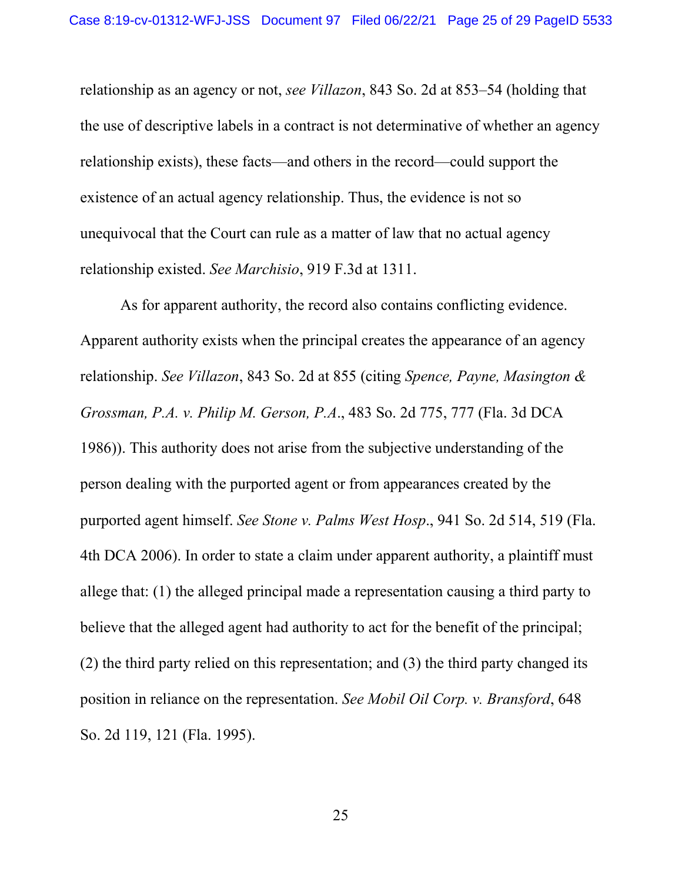relationship as an agency or not, *see Villazon*, 843 So. 2d at 853–54 (holding that the use of descriptive labels in a contract is not determinative of whether an agency relationship exists), these facts—and others in the record—could support the existence of an actual agency relationship. Thus, the evidence is not so unequivocal that the Court can rule as a matter of law that no actual agency relationship existed. *See Marchisio*, 919 F.3d at 1311.

As for apparent authority, the record also contains conflicting evidence. Apparent authority exists when the principal creates the appearance of an agency relationship. *See Villazon*, 843 So. 2d at 855 (citing *Spence, Payne, Masington & Grossman, P.A. v. Philip M. Gerson, P.A.*, 483 So. 2d 775, 777 (Fla. 3d DCA 1986)). This authority does not arise from the subjective understanding of the person dealing with the purported agent or from appearances created by the purported agent himself. *See Stone v. Palms West Hosp.*, 941 So. 2d 514, 519 (Fla. 4th DCA 2006). In order to state a claim under apparent authority, a plaintiff must allege that: (1) the alleged principal made a representation causing a third party to believe that the alleged agent had authority to act for the benefit of the principal; (2) the third party relied on this representation; and (3) the third party changed its position in reliance on the representation. *See Mobil Oil Corp. v. Bransford*, 648 So. 2d 119, 121 (Fla. 1995).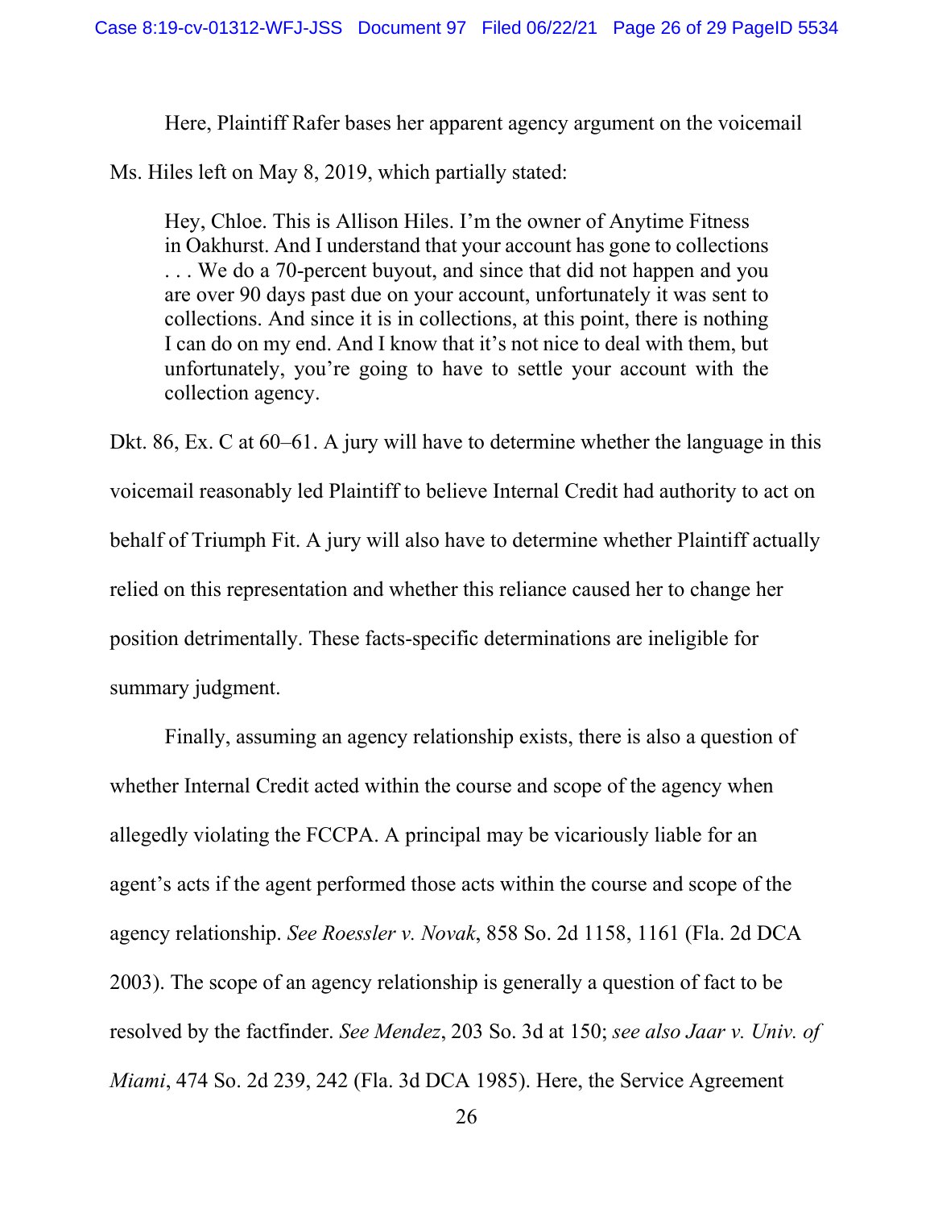Here, Plaintiff Rafer bases her apparent agency argument on the voicemail Ms. Hiles left on May 8, 2019, which partially stated:

> Hey, Chloe. This is Allison Hiles. I'm the owner of Anytime Fitness in Oakhurst. And I understand that your account has gone to collections . . . We do a 70-percent buyout, and since that did not happen and you are over 90 days past due on your account, unfortunately it was sent to collections. And since it is in collections, at this point, there is nothing I can do on my end. And I know that it's not nice to deal with them, but unfortunately, you're going to have to settle your account with the collection agency.

Dkt. 86, Ex. C at 60–61. A jury will have to determine whether the language in this voicemail reasonably led Plaintiff to believe Internal Credit had authority to act on behalf of Triumph Fit. A jury will also have to determine whether Plaintiff actually relied on this representation and whether this reliance caused her to change her position detrimentally. These facts-specific determinations are ineligible for summary judgment.

Finally, assuming an agency relationship exists, there is also a question of whether Internal Credit acted within the course and scope of the agency when allegedly violating the FCCPA. A principal may be vicariously liable for an agent's acts if the agent performed those acts within the course and scope of the agency relationship. *See Roessler v. Novak*, 858 So. 2d 1158, 1161 (Fla. 2d DCA 2003). The scope of an agency relationship is generally a question of fact to be resolved by the factfinder. *See Mendez*, 203 So. 3d at 150; *see also Jaar v. Univ. of Miami*, 474 So. 2d 239, 242 (Fla. 3d DCA 1985). Here, the Service Agreement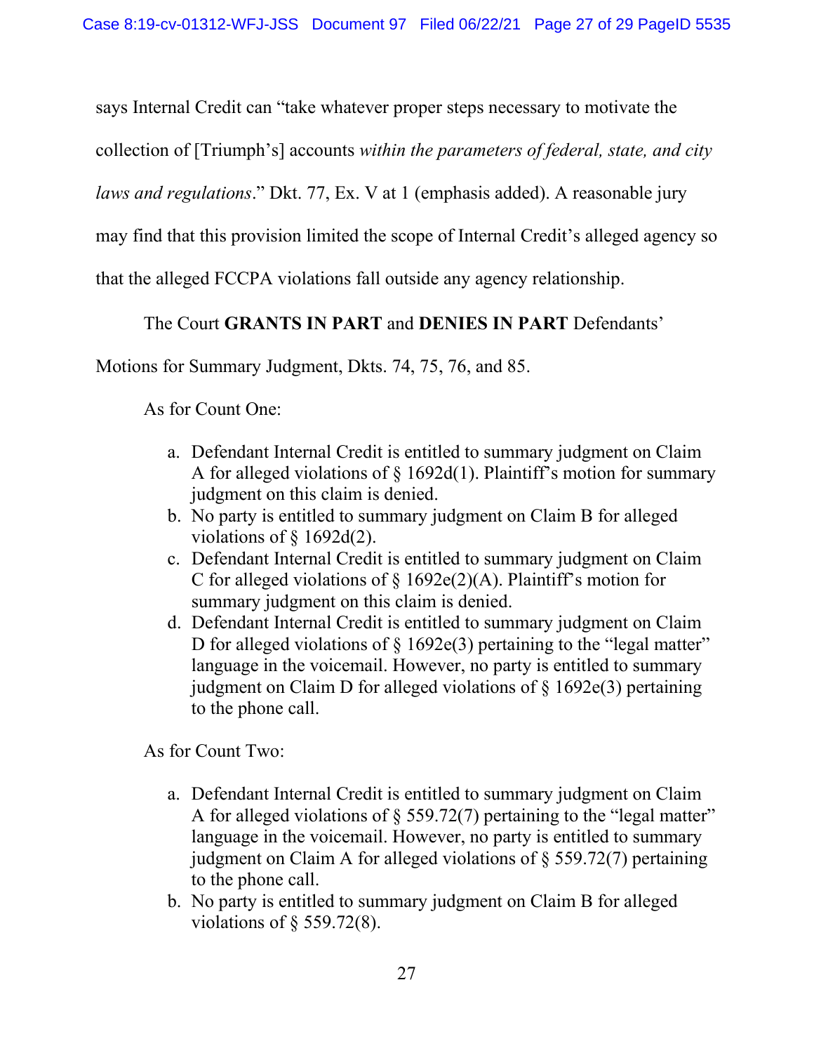says Internal Credit can "take whatever proper steps necessary to motivate the collection of [Triumph's] accounts *within the parameters of federal, state, and city laws and regulations*." Dkt. 77, Ex. V at 1 (emphasis added). A reasonable jury may find that this provision limited the scope of Internal Credit's alleged agency so that the alleged FCCPA violations fall outside any agency relationship.

The Court **GRANTS IN PART** and **DENIES IN PART** Defendants' Motions for Summary Judgment, Dkts. 74, 75, 76, and 85.

As for Count One:

a. Defendant Internal Credit is entitled to summary judgment on Claim A for alleged violations of § 1692d(1). Plaintiff's motion for summary judgment on this claim is denied.
b. No party is entitled to summary judgment on Claim B for alleged violations of § 1692d(2).
c. Defendant Internal Credit is entitled to summary judgment on Claim C for alleged violations of § 1692e(2)(A). Plaintiff's motion for summary judgment on this claim is denied.
d. Defendant Internal Credit is entitled to summary judgment on Claim D for alleged violations of § 1692e(3) pertaining to the "legal matter" language in the voicemail. However, no party is entitled to summary judgment on Claim D for alleged violations of § 1692e(3) pertaining to the phone call.

As for Count Two:

a. Defendant Internal Credit is entitled to summary judgment on Claim A for alleged violations of § 559.72(7) pertaining to the "legal matter" language in the voicemail. However, no party is entitled to summary judgment on Claim A for alleged violations of § 559.72(7) pertaining to the phone call.
b. No party is entitled to summary judgment on Claim B for alleged violations of § 559.72(8).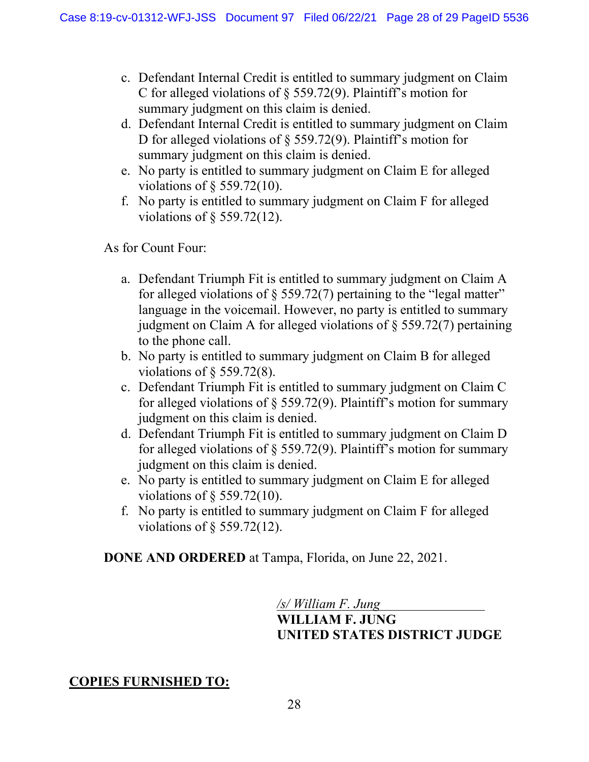c. Defendant Internal Credit is entitled to summary judgment on Claim C for alleged violations of § 559.72(9). Plaintiff's motion for summary judgment on this claim is denied.
d. Defendant Internal Credit is entitled to summary judgment on Claim D for alleged violations of § 559.72(9). Plaintiff's motion for summary judgment on this claim is denied.
e. No party is entitled to summary judgment on Claim E for alleged violations of § 559.72(10).
f. No party is entitled to summary judgment on Claim F for alleged violations of § 559.72(12).

As for Count Four:

a. Defendant Triumph Fit is entitled to summary judgment on Claim A for alleged violations of § 559.72(7) pertaining to the "legal matter" language in the voicemail. However, no party is entitled to summary judgment on Claim A for alleged violations of § 559.72(7) pertaining to the phone call.
b. No party is entitled to summary judgment on Claim B for alleged violations of § 559.72(8).
c. Defendant Triumph Fit is entitled to summary judgment on Claim C for alleged violations of § 559.72(9). Plaintiff's motion for summary judgment on this claim is denied.
d. Defendant Triumph Fit is entitled to summary judgment on Claim D for alleged violations of § 559.72(9). Plaintiff's motion for summary judgment on this claim is denied.
e. No party is entitled to summary judgment on Claim E for alleged violations of § 559.72(10).
f. No party is entitled to summary judgment on Claim F for alleged violations of § 559.72(12).

**DONE AND ORDERED** at Tampa, Florida, on June 22, 2021.

*/s/ William F. Jung*
**WILLIAM F. JUNG**
**UNITED STATES DISTRICT JUDGE**

**COPIES FURNISHED TO:**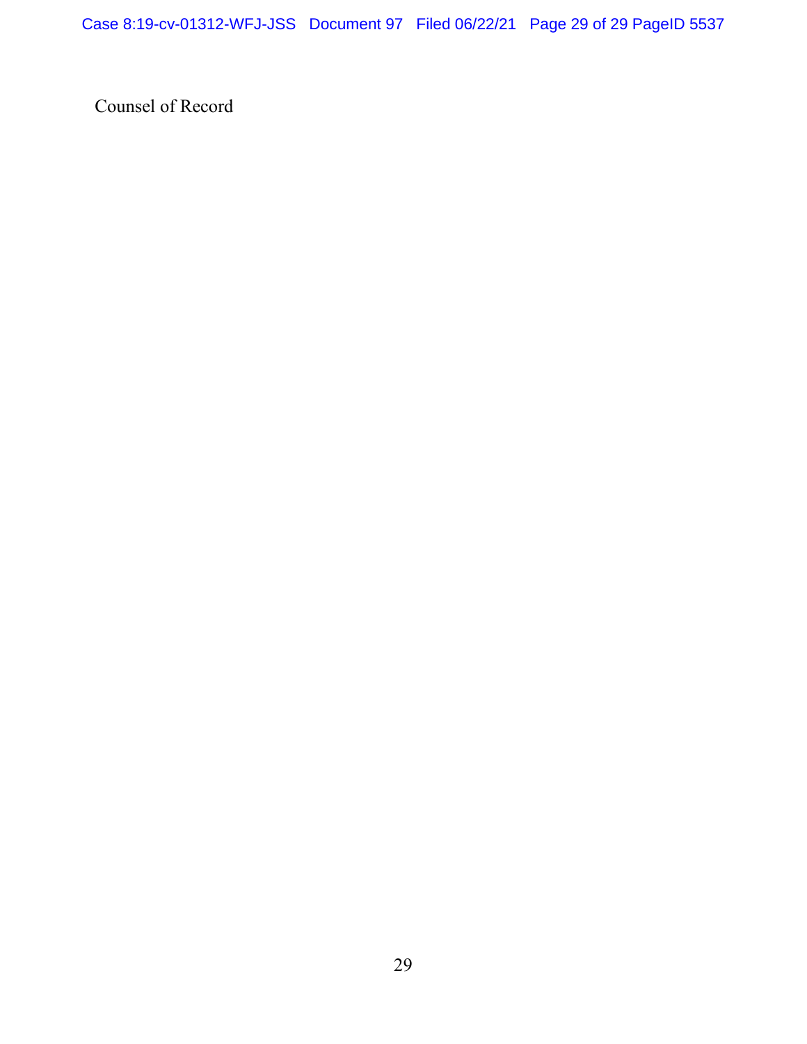Counsel of Record